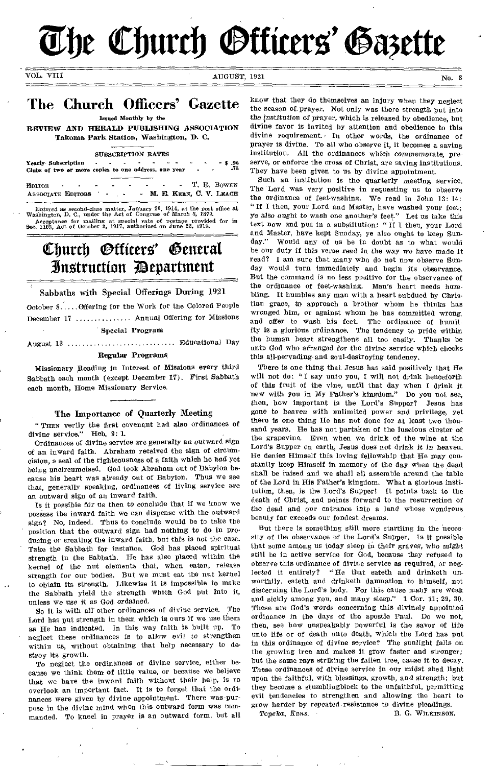# The Church Officers' Gazette

VOL. VIII — AUGUST, 1921 — No. 8

## The Church Officers' Gazette

Issued Monthly by the

**REVIEW AND HERALD PUBLISHING ASSOCIATION**
**Takoma Park Station, Washington, D. C.**

SUBSCRIPTION RATES

Yearly Subscription - - - - - - - - $ .90
Clubs of two or more copies to one address, one year - - .75

EDITOR - - - - - - - - - T. E. BOWEN
ASSOCIATE EDITORS - - - - M. E. KERN, C. V. LEACH

Entered as second-class matter, January 20, 1914, at the post office at Washington, D. C., under the Act of Congress of March 3, 1879.
Acceptance for mailing at special rate of postage provided for in Sec. 1103, Act of October 3, 1917, authorized on June 22, 1918.

# Church Officers' General Instruction Department

### Sabbaths with Special Offerings During 1921

October 8..... Offering for the Work for the Colored People
December 17 ............... Annual Offering for Missions

Special Program

August 13 ............................ Educational Day

**Regular Programs**

Missionary Reading in Interest of Missions every third Sabbath each month (except December 17). First Sabbath each month, Home Missionary Service.

### The Importance of Quarterly Meeting

"THEN verily the first covenant had also ordinances of divine service." Heb. 9: 1.

Ordinances of divine service are generally an outward sign of an inward faith. Abraham received the sign of circumcision, a seal of the righteousness of a faith which he *had* yet being uncircumcised. God took Abraham out of Babylon because his heart was already out of Babylon. Thus we see that, generally speaking, ordinances of living service are an outward sign of an inward faith.

Is it possible for us then to conclude that if we know we possess the inward faith we can dispense with the outward sign? No, indeed. Thus to conclude would be to take the position that the outward sign had nothing to do in producing or creating the inward faith, but this is not the case. Take the Sabbath for instance. God has placed spiritual strength in the Sabbath. He has also placed within the kernel of the nut elements that, when eaten, release strength for our bodies. But we must eat the nut kernel to obtain its strength. Likewise it is impossible to make the Sabbath yield the strength which God put into it, unless we use it as God ordained.

So it is with all other ordinances of divine service. The Lord has put strength in them which is ours if we use them as He has indicated. In this way faith is built up. To neglect these ordinances is to allow evil to strengthen within us, without obtaining that help necessary to destroy its growth.

To neglect the ordinances of divine service, either because we think them of little value, or because we believe that we have the inward faith without their help, is to overlook an important fact. It is to forget that the ordinances were given by divine appointment. There was purpose in the divine mind when this outward form was commanded. To kneel in prayer is an outward form, but all know that they do themselves an injury when they neglect the season of prayer. Not only was there strength put into the institution of prayer, which is released by obedience, but divine favor is invited by attention and obedience to this divine requirement. In other words, the ordinance of prayer is divine. To all who observe it, it becomes a saving institution. All the ordinances which commemorate, preserve, or enforce the cross of Christ, are saving institutions. They have been given to us by divine appointment.

Such an institution is the quarterly meeting service. The Lord was very positive in requesting us to observe the ordinance of feet-washing. We read in John 13: 14: "If I then, your Lord and Master, have washed your feet; ye also ought to wash one another's feet." Let us take this text now and put in a substitution: "If I then, your Lord and Master, have kept Sunday, ye also ought to keep Sunday." Would any of us be in doubt as to what would be our duty if this verse read in the way we have made it read? I am sure that many who do not now observe Sunday would turn immediately and begin its observance. But the command is no less positive for the observance of the ordinance of feet-washing. Man's heart needs humbling. It humbles any man with a heart subdued by Christian grace, to approach a brother whom he thinks has wronged him, or against whom he has committed wrong, and offer to wash his feet. The ordinance of humility is a glorious ordinance. The tendency to pride within the human heart strengthens all too easily. Thanks be unto God who arranged for the divine service which checks this all-pervading and soul-destroying tendency.

There is one thing that Jesus has said positively that He will not do: "I say unto you, I will not drink henceforth of this fruit of the vine, until that day when I drink it new with you in My Father's kingdom." Do you not see, then, how important is the Lord's Supper? Jesus has gone to heaven with unlimited power and privilege, yet there is one thing He has not done for at least two thousand years. He has not partaken of the luscious cluster of the grapevine. Even when we drink of the wine at the Lord's Supper on earth, Jesus does not drink it in heaven. He denies Himself this loving fellowship that He may constantly keep Himself in memory of the day when the dead shall be raised and we shall all assemble around the table of the Lord in His Father's kingdom. What a glorious institution, then, is the Lord's Supper! It points back to the death of Christ, and points forward to the resurrection of the dead and our entrance into a land whose wondrous beauty far exceeds our fondest dreams.

But there is something still more startling in the necessity of the observance of the Lord's Supper. Is it possible that some among us today sleep in their graves, who might still be in active service for God, because they refused to observe this ordinance of divine service as required, or neglected it entirely? "He that eateth and drinketh unworthily, eateth and drinketh damnation to himself, not discerning the Lord's body. For this cause many are weak and sickly among you, and many sleep." 1 Cor. 11: 29, 30. These are God's words concerning this divinely appointed ordinance in the days of the apostle Paul. Do we not, then, see how unspeakably powerful is the savor of life unto life or of death unto death, which the Lord has put in this ordinance of divine service? The sunlight falls on the growing tree and makes it grow faster and stronger; but the same rays striking the fallen tree, cause it to decay. These ordinances of divine service in our midst shed light upon the faithful, with blessings, growth, and strength; but they become a stumblingblock to the unfaithful, permitting evil tendencies to strengthen and allowing the heart to grow harder by repeated resistance to divine pleadings.

*Topeka, Kans.* — B. G. WILKINSON.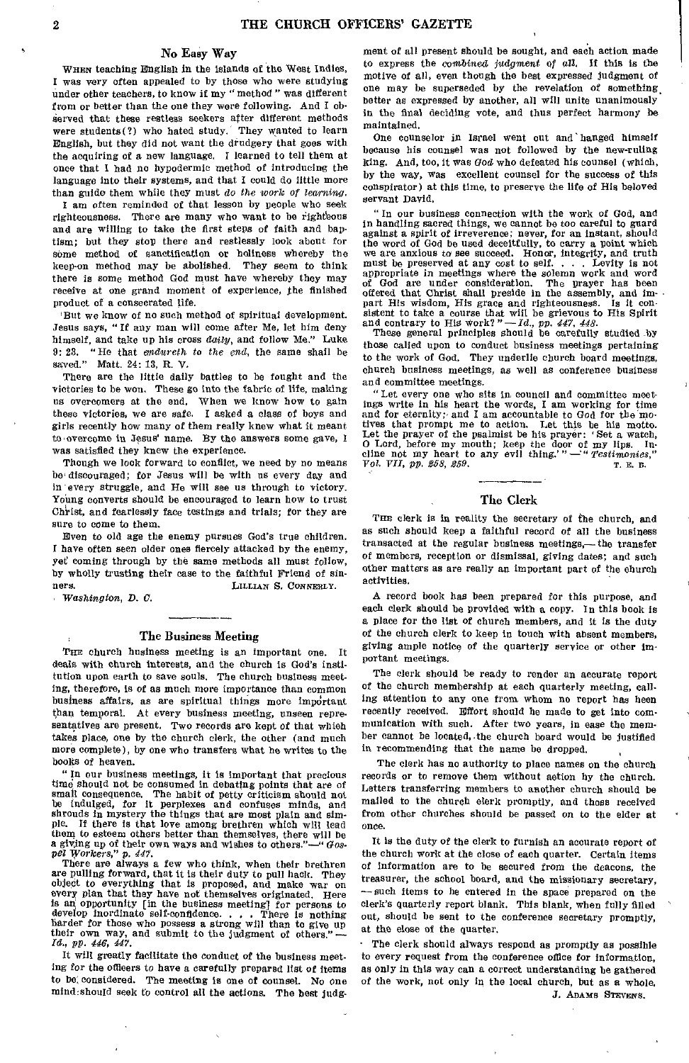## No Easy Way

When teaching English in the islands of the West Indies, I was very often appealed to by those who were studying under other teachers, to know if my "method" was different from or better than the one they were following. And I observed that these restless seekers after different methods were students(?) who hated study. They wanted to learn English, but they did not want the drudgery that goes with the acquiring of a new language. I learned to tell them at once that I had no hypodermic method of introducing the language into their systems, and that I could do little more than guide them while they must *do the work of learning.*

I am often reminded of that lesson by people who seek righteousness. There are many who want to be righteous and are willing to take the first steps of faith and baptism; but they stop there and restlessly look about for some method of sanctification or holiness whereby the keep-on method may be abolished. They seem to think there is some method God must have whereby they may receive at one grand moment of experience, the finished product of a consecrated life.

But we know of no such method of spiritual development. Jesus says, "If any man will come after Me, let him deny himself, and take up his cross *daily*, and follow Me." Luke 9: 23. "He that *endureth to the end*, the same shall be saved." Matt. 24: 13, R. V.

There are the little daily battles to be fought and the victories to be won. These go into the fabric of life, making us overcomers at the end. When we know how to gain these victories, we are safe. I asked a class of boys and girls recently how many of them really knew what it meant to overcome in Jesus' name. By the answers some gave, I was satisfied they knew the experience.

Though we look forward to conflict, we need by no means be discouraged; for Jesus will be with us every day and in every struggle, and He will see us through to victory. Young converts should be encouraged to learn how to trust Christ, and fearlessly face testings and trials; for they are sure to come to them.

Even to old age the enemy pursues God's true children. I have often seen older ones fiercely attacked by the enemy, yet coming through by the same methods all must follow, by wholly trusting their case to the faithful Friend of sinners.

Lillian S. Connerly.

*Washington, D. C.*

## The Business Meeting

The church business meeting is an important one. It deals with church interests, and the church is God's institution upon earth to save souls. The church business meeting, therefore, is of as much more importance than common business affairs, as are spiritual things more important than temporal. At every business meeting, unseen representatives are present. Two records are kept of that which takes place, one by the church clerk, the other (and much more complete), by one who transfers what he writes to the books of heaven.

"In our business meetings, it is important that precious time should not be consumed in debating points that are of small consequence. The habit of petty criticism should not be indulged, for it perplexes and confuses minds, and shrouds in mystery the things that are most plain and simple. If there is that love among brethren which will lead them to esteem others better than themselves, there will be a giving up of their own ways and wishes to others."—"*Gospel Workers,*" *p. 447.*

There are always a few who think, when their brethren are pulling forward, that it is their duty to pull back. They object to everything that is proposed, and make war on every plan that they have not themselves originated. Here is an opportunity [in the business meeting] for persons to develop inordinate self-confidence. . . . There is nothing harder for those who possess a strong will than to give up their own way, and submit to the judgment of others."—*Id., pp. 446, 447.*

It will greatly facilitate the conduct of the business meeting for the officers to have a carefully prepared list of items to be considered. The meeting is one of counsel. No one mind should seek to control all the actions. The best judgment of all present should be sought, and each action made to express the *combined judgment of all.* If this is the motive of all, even though the best expressed judgment of one may be superseded by the revelation of something better as expressed by another, all will unite unanimously in the final deciding vote, and thus perfect harmony be maintained.

One counselor in Israel went out and hanged himself because his counsel was not followed by the new-ruling king. And, too, it was *God* who defeated his counsel (which, by the way, was excellent counsel for the success of this conspirator) at this time, to preserve the life of His beloved servant David.

"In our business connection with the work of God, and in handling sacred things, we cannot be too careful to guard against a spirit of irreverence; never, for an instant, should the word of God be used deceitfully, to carry a point which we are anxious to see succeed. Honor, integrity, and truth must be preserved at any cost to self. . . . Levity is not appropriate in meetings where the solemn work and word of God are under consideration. The prayer has been offered that Christ shall preside in the assembly, and impart His wisdom, His grace and righteousness. Is it consistent to take a course that will be grievous to His Spirit and contrary to His work?"—*Id., pp. 447, 448.*

These general principles should be carefully studied by those called upon to conduct business meetings pertaining to the work of God. They underlie church board meetings, church business meetings, as well as conference business and committee meetings.

"Let every one who sits in council and committee meetings write in his heart the words, I am working for time and for eternity; and I am accountable to God for the motives that prompt me to action. Let this be his motto. Let the prayer of the psalmist be his prayer: 'Set a watch, O Lord, before my mouth; keep the door of my lips. Incline not my heart to any evil thing.'"—"*Testimonies,*" *Vol. VII, pp. 258, 259.*

T. E. B.

## The Clerk

The clerk is in reality the secretary of the church, and as such should keep a faithful record of all the business transacted at the regular business meetings,—the transfer of members, reception or dismissal, giving dates; and such other matters as are really an important part of the church activities.

A record book has been prepared for this purpose, and each clerk should be provided with a copy. In this book is a place for the list of church members, and it is the duty of the church clerk to keep in touch with absent members, giving ample notice of the quarterly service or other important meetings.

The clerk should be ready to render an accurate report of the church membership at each quarterly meeting, calling attention to any one from whom no report has been recently received. Effort should be made to get into communication with such. After two years, in case the member cannot be located, the church board would be justified in recommending that the name be dropped.

The clerk has no authority to place names on the church records or to remove them without action by the church. Letters transferring members to another church should be mailed to the church clerk promptly, and those received from other churches should be passed on to the elder at once.

It is the duty of the clerk to furnish an accurate report of the church work at the close of each quarter. Certain items of information are to be secured from the deacons, the treasurer, the school board, and the missionary secretary,—such items to be entered in the space prepared on the clerk's quarterly report blank. This blank, when fully filled out, should be sent to the conference secretary promptly, at the close of the quarter.

The clerk should always respond as promptly as possible to every request from the conference office for information, as only in this way can a correct understanding be gathered of the work, not only in the local church, but as a whole.

J. Adams Stevens.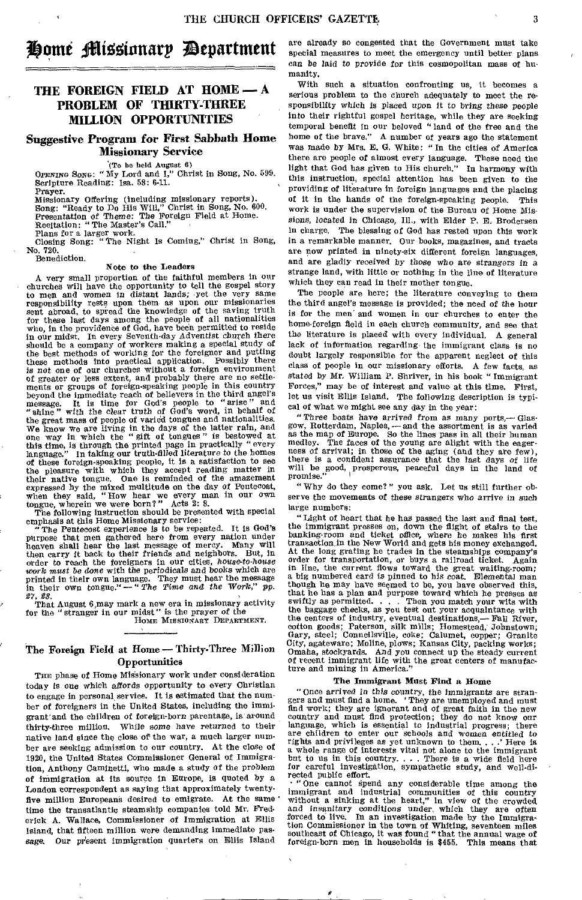# Home Missionary Department

## THE FOREIGN FIELD AT HOME — A PROBLEM OF THIRTY-THREE MILLION OPPORTUNITIES

### Suggestive Program for First Sabbath Home Missionary Service

(To be held August 6)

OPENING SONG: "My Lord and I," Christ in Song, No. 599.
Scripture Reading: Isa. 58: 6-11.
Prayer.
Missionary Offering (including missionary reports).
Song: "Ready to Do His Will," Christ in Song, No. 600.
Presentation of Theme: The Foreign Field at Home.
Recitation: "The Master's Call."
Plans for a larger work.
Closing Song: "The Night Is Coming," Christ in Song, No. 720.
Benediction.

#### Note to the Leaders

A very small proportion of the faithful members in our churches will have the opportunity to tell the gospel story to men and women in distant lands; yet the very same responsibility rests upon them as upon our missionaries sent abroad, to spread the knowledge of the saving truth for these last days among the people of all nationalities who, in the providence of God, have been permitted to reside in our midst. In every Seventh-day Adventist church there should be a company of workers making a special study of the best methods of working for the foreigner and putting these methods into practical application. Possibly there is not one of our churches without a foreign environment of greater or less extent, and probably there are no settlements or groups of foreign-speaking people in this country beyond the immediate reach of believers in the third angel's message. It is time for God's people to "arise" and "shine" with the clear truth of God's word, in behalf of the great mass of people of varied tongues and nationalities. We know we are living in the days of the latter rain, and one way in which the "gift of tongues" is bestowed at this time, is through the printed page in practically "every language." In taking our truth-filled literature to the homes of these foreign-speaking people, it is a satisfaction to see the pleasure with which they accept reading matter in their native tongue. One is reminded of the amazement expressed by the mixed multitude on the day of Pentecost, when they said, "How hear we every man in our own tongue, wherein we were born?" Acts 2: 8.

The following instruction should be presented with special emphasis at this Home Missionary service:

"The Pentecost experience is to be repeated. It is God's purpose that men gathered here from every nation under heaven shall hear the last message of mercy. Many will then carry it back to their friends and neighbors. But, in order to reach the foreigners in our cities, *house-to-house work must be done* with the periodicals and books which are printed in their own language. They must hear the message in their own tongue." — "*The Time and the Work*," pp. 27, 28.

That August 6 may mark a new era in missionary activity for the "stranger in our midst" is the prayer of the

HOME MISSIONARY DEPARTMENT.

### The Foreign Field at Home — Thirty-Three Million Opportunities

THE phase of Home Missionary work under consideration today is one which affords opportunity to every Christian to engage in personal service. It is estimated that the number of foreigners in the United States, including the immigrant and the children of foreign-born parentage, is around thirty-three million. While some have returned to their native land since the close of the war, a much larger number are seeking admission to our country. At the close of 1920, the United States Commissioner General of Immigration, Anthony Caminetti, who made a study of the problem of immigration at its source in Europe, is quoted by a London correspondent as saying that approximately twenty-five million Europeans desired to emigrate. At the same time the transatlantic steamship companies told Mr. Frederick A. Wallace, Commissioner of Immigration at Ellis Island, that fifteen million were demanding immediate passage. Our present immigration quarters on Ellis Island are already so congested that the Government must take special measures to meet the emergency until better plans can be laid to provide for this cosmopolitan mass of humanity.

With such a situation confronting us, it becomes a serious problem to the church adequately to meet the responsibility which is placed upon it to bring these people into their rightful gospel heritage, while they are seeking temporal benefit in our beloved "land of the free and the home of the brave." A number of years ago the statement was made by Mrs. E. G. White: "In the cities of America there are people of almost every language. These need the light that God has given to His church." In harmony with this instruction, special attention has been given to the providing of literature in foreign languages and the placing of it in the hands of the foreign-speaking people. This work is under the supervision of the Bureau of Home Missions, located in Chicago, Ill., with Elder P. E. Brodersen in charge. The blessing of God has rested upon this work in a remarkable manner. Our books, magazines, and tracts are now printed in ninety-six different foreign languages, and are gladly received by those who are strangers in a strange land, with little or nothing in the line of literature which they can read in their mother tongue.

The people are here; the literature conveying to them the third angel's message is provided; the need of the hour is for the men and women in our churches to enter the home-foreign field in each church community, and see that the literature is placed with every individual. A general lack of information regarding the immigrant class is no doubt largely responsible for the apparent neglect of this class of people in our missionary efforts. A few facts, as stated by Mr. William P. Shriver, in his book "Immigrant Forces," may be of interest and value at this time. First, let us visit Ellis Island. The following description is typical of what we might see any day in the year:

"Three boats have arrived from as many ports,— Glasgow, Rotterdam, Naples, — and the assortment is as varied as the map of Europe. So the lines pass in all their human medley. The faces of the young are alight with the eagerness of arrival; in those of the aging (and they are few), there is a confident assurance that the last days of life will be good, prosperous, peaceful days in the land of promise."

"Why do they come?" you ask. Let us still further observe the movements of these strangers who arrive in such large numbers:

"Light of heart that he has passed the last and final test, the immigrant presses on, down the flight of stairs to the banking-room and ticket office, where he makes his first transaction in the New World and gets his money exchanged. At the long grating he trades in the steamships company's order for transportation, or buys a railroad ticket. Again in line, the current flows toward the great waiting-room; a big numbered card is pinned to his coat. Elemental man though he may have seemed to be, you have observed this, that he has a plan and purpose toward which he presses as swiftly as permitted. . . . Then you match your wits with the baggage checks, as you test out your acquaintance with the centers of industry, eventual destinations,— Fall River, cotton goods; Paterson, silk mills; Homestead, Johnstown, Gary, steel; Connellsville, coke; Calumet, copper; Granite City, agateware; Moline, plows; Kansas City, packing works; Omaha, stockyards. And you connect up the steady current of recent immigrant life with the great centers of manufacture and mining in America."

#### The Immigrant Must Find a Home

"Once arrived in this country, the immigrants are strangers and must find a home. 'They are unemployed and must find work; they are ignorant and of great faith in the new country and must find protection; they do not know our language, which is essential to industrial progress; there are children to enter our schools and women entitled to rights and privileges as yet unknown to them. . . .' Here is a whole range of interests vital not alone to the immigrant but to us in this country. . . . There is a wide field here for careful investigation, sympathetic study, and well-directed public effort.

"One cannot spend any considerable time among the immigrant and industrial communities of this country without a sinking at the heart," in view of the crowded and insanitary conditions under which they are often forced to live. In an investigation made by the Immigration Commissioner in the town of Whiting, seventeen miles southeast of Chicago, it was found "that the annual wage of foreign-born men in households is $455. This means that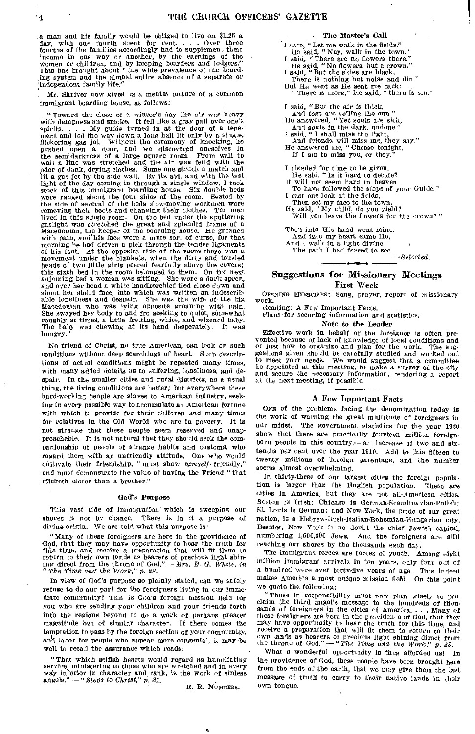a man and his family would be obliged to live on $1.25 a day, with one fourth spent for rent. . . . Over three fourths of the families accordingly had to supplement their income in one way or another, by the earnings of the women or children, and by keeping boarders and lodgers." This has brought about "the wide prevalence of the boarding system and the almost entire absence of a separate or independent family life."

Mr. Shriver now gives us a mental picture of a common immigrant boarding house, as follows:

"Toward the close of a winter's day the air was heavy with dampness and smoke. It fell like a gray pall over one's spirits. . . . My guide turned in at the door of a tenement and led the way down a long hall lit only by a single, flickering gas jet. Without the ceremony of knocking, he pushed open a door, and we discovered ourselves in the semidarkness of a large square room. From wall to wall a line was stretched and the air was fetid with the odor of dank, drying clothes. Some one struck a match and lit a gas jet by the side wall. By its aid, and with the last light of the day coming in through a single window, I took stock of this immigrant boarding house. Six double beds were ranged about the four sides of the room. Seated by the side of several of the beds slow-moving workmen were removing their boots and changing their clothes. Ten men lived in this single room. On the bed under the sputtering gaslight was stretched the great and splendid frame of a Macedonian, the keeper of the boarding house. He groaned with pain, and his face wore a mute sort of curse, for that morning he had driven a pick through the tender ligaments of his foot. At the opposite side of the room there was a movement under the blankets, when the dirty and tousled heads of two little girls peered fearfully above the covers; this sixth bed in the room belonged to them. On the next adjoining bed a woman was sitting. She wore a dark apron, and over her head a white handkerchief tied close down and about her stolid face, into which was written an indescribable loneliness and despair. She was the wife of the big Macedonian who was lying opposite groaning with pain. She swayed her body to and fro seeking to quiet, somewhat roughly at times, a little fretting, white, and wizened baby. The baby was chewing at its hand desperately. It was hungry."

No friend of Christ, no true American, can look on such conditions without deep searchings of heart. Such descriptions of actual conditions might be repeated many times, with many added details as to suffering, loneliness, and despair. In the smaller cities and rural districts, as a usual thing, the living conditions are better; but everywhere these hard-working people are slaves to American industry, seeking in every possible way to accumulate an American fortune with which to provide for their children and many times for relatives in the Old World who are in poverty. It is not strange that these people seem reserved and unapproachable. It is not natural that they should seek the companionship of people of strange habits and customs, who regard them with an unfriendly attitude. One who would cultivate their friendship, "must show *himself* friendly," and must demonstrate the value of having the Friend "that sticketh closer than a brother."

### God's Purpose

This vast tide of immigration which is sweeping our shores is not by chance. There is in it a purpose of divine origin. We are told what this purpose is:

"Many of these foreigners are here in the providence of God, that they may have opportunity to hear the truth for this time, and receive a preparation that will fit them to return to their own lands as bearers of precious light shining direct from the throne of God." —*Mrs. E. G. White, in "The Time and the Work," p. 28.*

In view of God's purpose so plainly stated, can we safely refuse to do our part for the foreigners living in our immediate community? This is God's foreign mission field for you who are sending your children and your friends forth into the regions beyond to do a work of perhaps greater magnitude but of similar character. If there comes the temptation to pass by the foreign section of your community, and labor for people who appear more congenial, it may be well to recall the assurance which reads:

"That which selfish hearts would regard as humiliating service, ministering to those who are wretched and in every way inferior in character and rank, is the work of sinless angels." — *"Steps to Christ," p. 81.*

E. R. NUMBERS.

### The Master's Call

I SAID, "Let me walk in the fields."
He said, "Nay, walk in the town."
I said, "There are no flowers there."
He said, "No flowers, but a crown."
I said, "But the skies are black,
There is nothing but noise and din."
But He wept as He sent me back;
"There is more," He said, "there is sin."

I said, "But the air is thick,
And fogs are veiling the sun."
He answered, "Yet souls are sick,
And souls in the dark, undone."
I said, "I shall miss the light,
And friends will miss me, they say."
He answered me, "Choose tonight,
If I am to miss you, or they."

I pleaded for time to be given.
He said, "Is it hard to decide?
It will not seem hard in heaven
To have followed the steps of your Guide."
I cast one look at the fields,
Then set my face to the town.
He said, "My child, do you yield?
Will you leave the flowers for the crown?"

Then into His hand went mine,
And into my heart came He,
And I walk in a light divine
The path I had feared to see.

—*Selected.*

## Suggestions for Missionary Meetings

### First Week

OPENING EXERCISES: Song, prayer, report of missionary work.

Reading: A Few Important Facts.

Plans for securing information and statistics.

### Note to the Leader

Effective work in behalf of the foreigner is often prevented because of lack of knowledge of local conditions and of just how to organize and plan for the work. The suggestions given should be carefully studied and worked out to meet your needs. We would suggest that a committee be appointed at this meeting, to make a survey of the city and secure the necessary information, rendering a report at the next meeting, if possible.

### A Few Important Facts

ONE of the problems facing the denomination today is the work of warning the great multitude of foreigners in our midst. The government statistics for the year 1920 show that there are practically fourteen million foreign-born people in this country,— an increase of two and six-tenths per cent over the year 1910. Add to this fifteen to twenty millions of foreign parentage, and the number seems almost overwhelming.

In thirty-three of our largest cities the foreign population is larger than the English population. These are cities in America, but they are not all-American cities. Boston is Irish; Chicago is German-Scandinavian-Polish; St. Louis is German; and New York, the pride of our great nation, is a Hebrew-Irish-Italian-Bohemian-Hungarian city. Besides, New York is no doubt the chief Jewish capital, numbering 1,500,000 Jews. And the foreigners are still reaching our shores by the thousands each day.

The immigrant forces are forces of youth. Among eight million immigrant arrivals in ten years, only four out of a hundred were over forty-five years of age. This indeed makes America a most unique mission field. On this point we quote the following:

"Those in responsibility must now plan wisely to proclaim the third angel's message to the hundreds of thousands of foreigners in the cities of America. . . . Many of these foreigners are here in the providence of God, that they may have opportunity to hear the truth for this time, and receive a preparation that will fit them to return to their own lands as bearers of precious light shining direct from the throne of God." — *"The Time and the Work," p. 28.*

What a wonderful opportunity is thus afforded us! In the providence of God, these people have been brought here from the ends of the earth, that we may give them the last message of truth to carry to their native lands in their own tongue.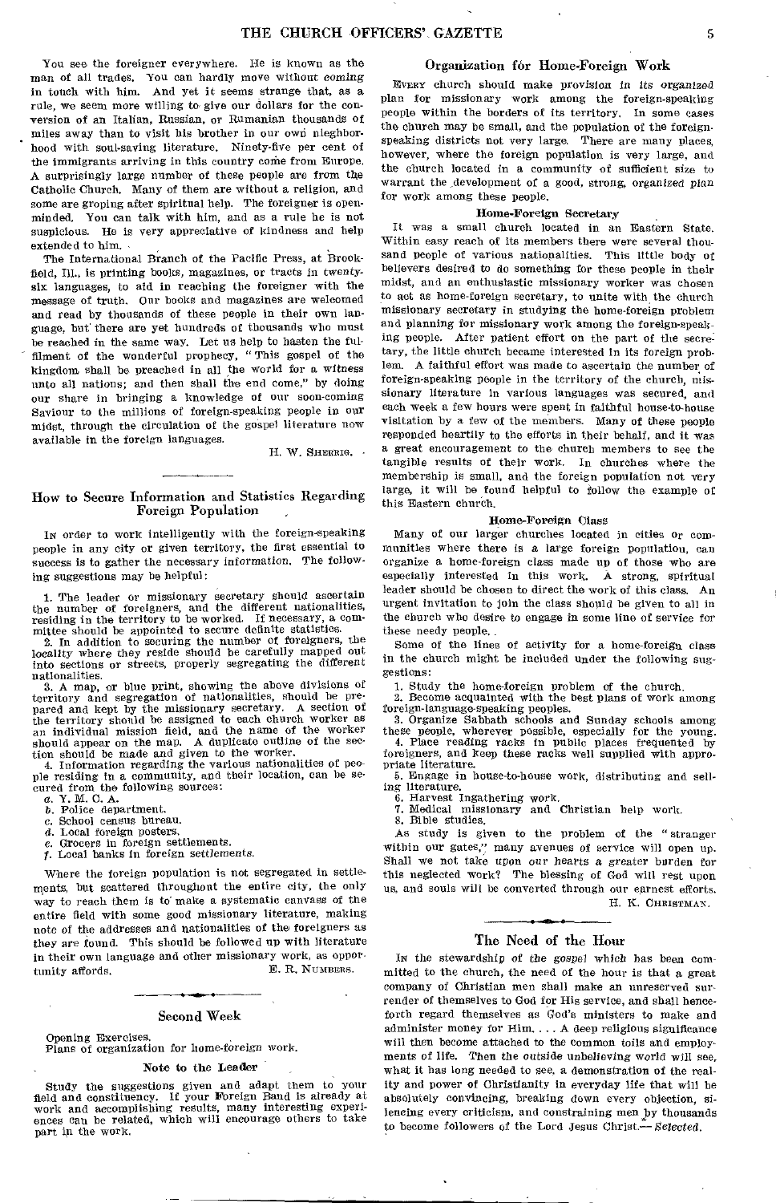You see the foreigner everywhere. He is known as the man of all trades. You can hardly move without coming in touch with him. And yet it seems strange that, as a rule, we seem more willing to give our dollars for the conversion of an Italian, Russian, or Rumanian thousands of miles away than to visit his brother in our own nieghborhood with soul-saving literature. Ninety-five per cent of the immigrants arriving in this country come from Europe. A surprisingly large number of these people are from the Catholic Church. Many of them are without a religion, and some are groping after spiritual help. The foreigner is open-minded. You can talk with him, and as a rule he is not suspicious. He is very appreciative of kindness and help extended to him.

The International Branch of the Pacific Press, at Brookfield, Ill., is printing books, magazines, or tracts in twenty-six languages, to aid in reaching the foreigner with the message of truth. Our books and magazines are welcomed and read by thousands of these people in their own language, but there are yet hundreds of thousands who must be reached in the same way. Let us help to hasten the fulfilment of the wonderful prophecy, "This gospel of the kingdom shall be preached in all the world for a witness unto all nations; and then shall the end come," by doing our share in bringing a knowledge of our soon-coming Saviour to the millions of foreign-speaking people in our midst, through the circulation of the gospel literature now available in the foreign languages.

H. W. SHERRIG.

## How to Secure Information and Statistics Regarding Foreign Population

In order to work intelligently with the foreign-speaking people in any city or given territory, the first essential to success is to gather the necessary information. The following suggestions may be helpful:

1. The leader or missionary secretary should ascertain the number of foreigners, and the different nationalities, residing in the territory to be worked. If necessary, a committee should be appointed to secure definite statistics.
2. In addition to securing the number of foreigners, the locality where they reside should be carefully mapped out into sections or streets, properly segregating the different nationalities.
3. A map, or blue print, showing the above divisions of territory and segregation of nationalities, should be prepared and kept by the missionary secretary. A section of the territory should be assigned to each church worker as an individual mission field, and the name of the worker should appear on the map. A duplicate outline of the section should be made and given to the worker.
4. Information regarding the various nationalities of people residing in a community, and their location, can be secured from the following sources:
   a. Y. M. C. A.
   b. Police department.
   c. School census bureau.
   d. Local foreign posters.
   e. Grocers in foreign settlements.
   f. Local banks in foreign settlements.

Where the foreign population is not segregated in settlements, but scattered throughout the entire city, the only way to reach them is to make a systematic canvass of the entire field with some good missionary literature, making note of the addresses and nationalities of the foreigners as they are found. This should be followed up with literature in their own language and other missionary work, as opportunity affords.

E. R. NUMBERS.

## Second Week

Opening Exercises.
Plans of organization for home-foreign work.

### Note to the Leader

Study the suggestions given and adapt them to your field and constituency. If your Foreign Band is already at work and accomplishing results, many interesting experiences can be related, which will encourage others to take part in the work.

## Organization for Home-Foreign Work

Every church should make provision in its organized plan for missionary work among the foreign-speaking people within the borders of its territory. In some cases the church may be small, and the population of the foreign-speaking districts not very large. There are many places, however, where the foreign population is very large, and the church located in a community of sufficient size to warrant the development of a good, strong, organized plan for work among these people.

### Home-Foreign Secretary

It was a small church located in an Eastern State. Within easy reach of its members there were several thousand people of various nationalities. This little body of believers desired to do something for these people in their midst, and an enthusiastic missionary worker was chosen to act as home-foreign secretary, to unite with the church missionary secretary in studying the home-foreign problem and planning for missionary work among the foreign-speaking people. After patient effort on the part of the secretary, the little church became interested in its foreign problem. A faithful effort was made to ascertain the number of foreign-speaking people in the territory of the church, missionary literature in various languages was secured, and each week a few hours were spent in faithful house-to-house visitation by a few of the members. Many of these people responded heartily to the efforts in their behalf, and it was a great encouragement to the church members to see the tangible results of their work. In churches where the membership is small, and the foreign population not very large, it will be found helpful to follow the example of this Eastern church.

### Home-Foreign Class

Many of our larger churches located in cities or communities where there is a large foreign population, can organize a home-foreign class made up of those who are especially interested in this work. A strong, spiritual leader should be chosen to direct the work of this class. An urgent invitation to join the class should be given to all in the church who desire to engage in some line of service for these needy people.

Some of the lines of activity for a home-foreign class in the church might be included under the following suggestions:

1. Study the home-foreign problem of the church.
2. Become acquainted with the best plans of work among foreign-language-speaking peoples.
3. Organize Sabbath schools and Sunday schools among these people, wherever possible, especially for the young.
4. Place reading racks in public places frequented by foreigners, and keep these racks well supplied with appropriate literature.
5. Engage in house-to-house work, distributing and selling literature.
6. Harvest Ingathering work.
7. Medical missionary and Christian help work.
8. Bible studies.

As study is given to the problem of the "stranger within our gates," many avenues of service will open up. Shall we not take upon our hearts a greater burden for this neglected work? The blessing of God will rest upon us, and souls will be converted through our earnest efforts.

H. K. CHRISTMAN.

## The Need of the Hour

In the stewardship of the gospel which has been committed to the church, the need of the hour is that a great company of Christian men shall make an unreserved surrender of themselves to God for His service, and shall henceforth regard themselves as God's ministers to make and administer money for Him. . . . A deep religious significance will then become attached to the common toils and employments of life. Then the outside unbelieving world will see, what it has long needed to see, a demonstration of the reality and power of Christianity in everyday life that will be absolutely convincing, breaking down every objection, silencing every criticism, and constraining men by thousands to become followers of the Lord Jesus Christ.— *Selected.*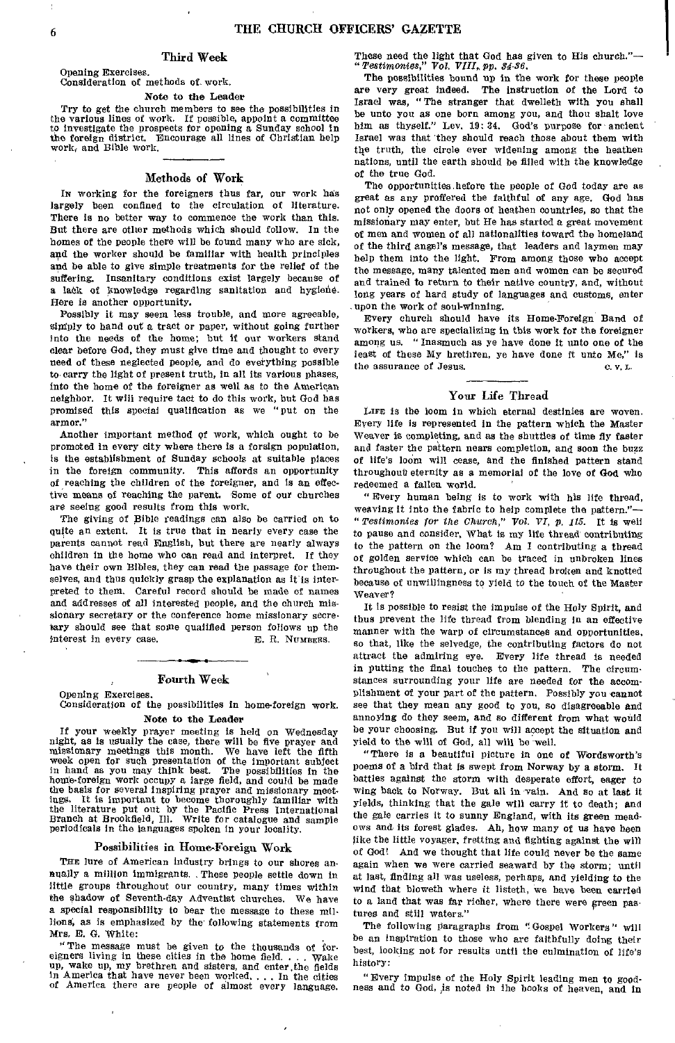### Third Week

Opening Exercises.
Consideration of methods of work.

#### Note to the Leader

Try to get the church members to see the possibilities in the various lines of work. If possible, appoint a committee to investigate the prospects for opening a Sunday school in the foreign district. Encourage all lines of Christian help work, and Bible work.

### Methods of Work

In working for the foreigners thus far, our work has largely been confined to the circulation of literature. There is no better way to commence the work than this. But there are other methods which should follow. In the homes of the people there will be found many who are sick, and the worker should be familiar with health principles and be able to give simple treatments for the relief of the suffering. Insanitary conditions exist largely because of a lack of knowledge regarding sanitation and hygiene. Here is another opportunity.

Possibly it may seem less trouble, and more agreeable, simply to hand out a tract or paper, without going further into the needs of the home; but if our workers stand clear before God, they must give time and thought to every need of these neglected people, and do everything possible to carry the light of present truth, in all its various phases, into the home of the foreigner as well as to the American neighbor. It will require tact to do this work, but God has promised this special qualification as we "put on the armor."

Another important method of work, which ought to be promoted in every city where there is a foreign population, is the establishment of Sunday schools at suitable places in the foreign community. This affords an opportunity of reaching the children of the foreigner, and is an effective means of reaching the parent. Some of our churches are seeing good results from this work.

The giving of Bible readings can also be carried on to quite an extent. It is true that in nearly every case the parents cannot read English, but there are nearly always children in the home who can read and interpret. If they have their own Bibles, they can read the passage for themselves, and thus quickly grasp the explanation as it is interpreted to them. Careful record should be made of names and addresses of all interested people, and the church missionary secretary or the conference home missionary secretary should see that some qualified person follows up the interest in every case.

E. R. Numbers.

### Fourth Week

Opening Exercises.
Consideration of the possibilities in home-foreign work.

#### Note to the Leader

If your weekly prayer meeting is held on Wednesday night, as is usually the case, there will be five prayer and missionary meetings this month. We have left the fifth week open for such presentation of the important subject in hand as you may think best. The possibilities in the home-foreign work occupy a large field, and could be made the basis for several inspiring prayer and missionary meetings. It is important to become thoroughly familiar with the literature put out by the Pacific Press International Branch at Brookfield, Ill. Write for catalogue and sample periodicals in the languages spoken in your locality.

#### Possibilities in Home-Foreign Work

The lure of American industry brings to our shores annually a million immigrants. These people settle down in little groups throughout our country, many times within the shadow of Seventh-day Adventist churches. We have a special responsibility to bear the message to these millions, as is emphasized by the following statements from Mrs. E. G. White:

"The message must be given to the thousands of foreigners living in these cities in the home field. . . . Wake up, wake up, my brethren and sisters, and enter the fields in America that have never been worked. . . . In the cities of America there are people of almost every language. These need the light that God has given to His church."—*"Testimonies," Vol. VIII, pp. 34-36.*

The possibilities bound up in the work for these people are very great indeed. The instruction of the Lord to Israel was, "The stranger that dwelleth with you shall be unto you as one born among you, and thou shalt love him as thyself." Lev. 19: 34. God's purpose for ancient Israel was that they should reach those about them with the truth, the circle ever widening among the heathen nations, until the earth should be filled with the knowledge of the true God.

The opportunities before the people of God today are as great as any proffered the faithful of any age. God has not only opened the doors of heathen countries, so that the missionary may enter, but He has started a great movement of men and women of all nationalities toward the homeland of the third angel's message, that leaders and laymen may help them into the light. From among those who accept the message, many talented men and women can be secured and trained to return to their native country, and, without long years of hard study of languages and customs, enter upon the work of soul-winning.

Every church should have its Home-Foreign Band of workers, who are specializing in this work for the foreigner among us. "Inasmuch as ye have done it unto one of the least of these My brethren, ye have done it unto Me," is the assurance of Jesus.

C. V. L.

### Your Life Thread

Life is the loom in which eternal destinies are woven. Every life is represented in the pattern which the Master Weaver is completing, and as the shuttles of time fly faster and faster the pattern nears completion, and soon the buzz of life's loom will cease, and the finished pattern stand throughout eternity as a memorial of the love of God who redeemed a fallen world.

"Every human being is to work with his life thread, weaving it into the fabric to help complete the pattern."—*"Testimonies for the Church," Vol. VI, p. 115.* It is well to pause and consider, What is my life thread contributing to the pattern on the loom? Am I contributing a thread of golden service which can be traced in unbroken lines throughout the pattern, or is my thread broken and knotted because of unwillingness to yield to the touch of the Master Weaver?

It is possible to resist the impulse of the Holy Spirit, and thus prevent the life thread from blending in an effective manner with the warp of circumstances and opportunities, so that, like the selvedge, the contributing factors do not attract the admiring eye. Every life thread is needed in putting the final touches to the pattern. The circumstances surrounding your life are needed for the accomplishment of your part of the pattern. Possibly you cannot see that they mean any good to you, so disagreeable and annoying do they seem, and so different from what would be your choosing. But if you will accept the situation and yield to the will of God, all will be well.

"There is a beautiful picture in one of Wordsworth's poems of a bird that is swept from Norway by a storm. It battles against the storm with desperate effort, eager to wing back to Norway. But all in vain. And so at last it yields, thinking that the gale will carry it to death; and the gale carries it to sunny England, with its green meadows and its forest glades. Ah, how many of us have been like the little voyager, fretting and fighting against the will of God! And we thought that life could never be the same again when we were carried seaward by the storm; until at last, finding all was useless, perhaps, and yielding to the wind that bloweth where it listeth, we have been carried to a land that was far richer, where there were green pastures and still waters."

The following paragraphs from "Gospel Workers" will be an inspiration to those who are faithfully doing their best, looking not for results until the culmination of life's history:

"Every impulse of the Holy Spirit leading men to goodness and to God, is noted in the books of heaven, and in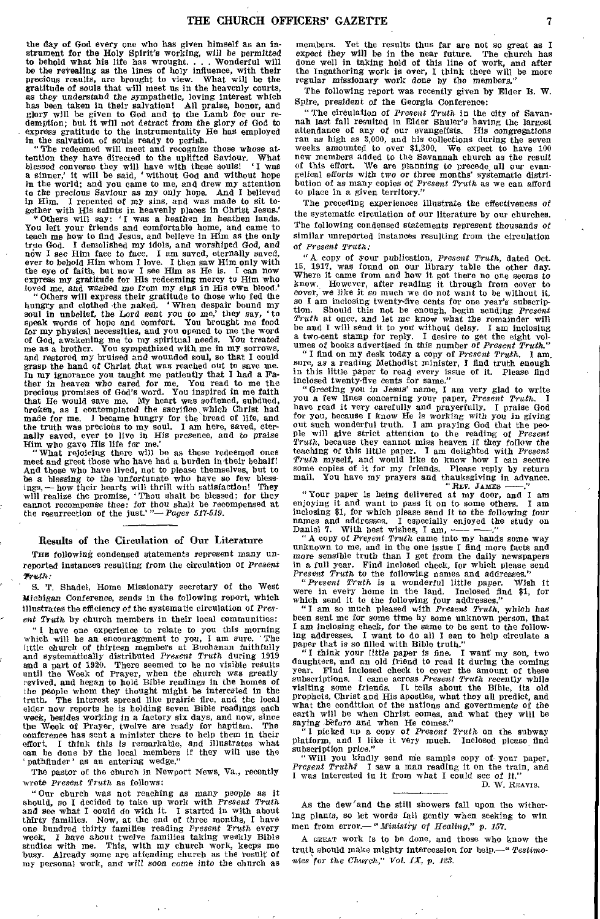the day of God every one who has given himself as an instrument for the Holy Spirit's working, will be permitted to behold what his life has wrought. . . . Wonderful will be the revealing as the lines of holy influence, with their precious results, are brought to view. What will be the gratitude of souls that will meet us in the heavenly courts, as they understand the sympathetic, loving interest which has been taken in their salvation! All praise, honor, and glory will be given to God and to the Lamb for our redemption; but it will not detract from the glory of God to express gratitude to the instrumentality He has employed in the salvation of souls ready to perish.

"The redeemed will meet and recognize those whose attention they have directed to the uplifted Saviour. What blessed converse they will have with these souls! 'I was a sinner,' it will be said, 'without God and without hope in the world; and you came to me, and drew my attention to the precious Saviour as my only hope. And I believed in Him. I repented of my sins, and was made to sit together with His saints in heavenly places in Christ Jesus.'

"Others will say: 'I was a heathen in heathen lands. You left your friends and comfortable home, and came to teach me how to find Jesus, and believe in Him as the only true God. I demolished my idols, and worshiped God, and now I see Him face to face. I am saved, eternally saved, ever to behold Him whom I love. I then saw Him only with the eye of faith, but now I see Him as He is. I can now express my gratitude for His redeeming mercy to Him who loved me, and washed me from my sins in His own blood.'

"Others will express their gratitude to those who fed the hungry and clothed the naked. 'When despair bound my soul in unbelief, the Lord sent you to me,' they say, 'to speak words of hope and comfort. You brought me food for my physical necessities, and you opened to me the word of God, awakening me to my spiritual needs. You treated me as a brother. You sympathized with me in my sorrows, and restored my bruised and wounded soul, so that I could grasp the hand of Christ that was reached out to save me. In my ignorance you taught me patiently that I had a Father in heaven who cared for me. You read to me the precious promises of God's word. You inspired in me faith that He would save me. My heart was softened, subdued, broken, as I contemplated the sacrifice which Christ had made for me. I became hungry for the bread of life, and the truth was precious to my soul. I am here, saved, eternally saved, ever to live in His presence, and to praise Him who gave His life for me.'

"What rejoicing there will be as these redeemed ones meet and greet those who have had a burden in their behalf! And those who have lived, not to please themselves, but to be a blessing to the unfortunate who have so few blessings, — how their hearts will thrill with satisfaction! They will realize the promise, 'Thou shalt be blessed; for they cannot recompense thee: for thou shalt be recompensed at the resurrection of the just.'" — *Pages 517-519.*

## Results of the Circulation of Our Literature

THE following condensed statements represent many unreported instances resulting from the circulation of *Present Truth*:

S. T. Shadel, Home Missionary secretary of the West Michigan Conference, sends in the following report, which illustrates the efficiency of the systematic circulation of *Present Truth* by church members in their local communities:

"I have one experience to relate to you this morning which will be an encouragement to you, I am sure. The little church of thirteen members at Buchanan faithfully and systematically distributed *Present Truth* during 1919 and a part of 1920. There seemed to be no visible results until the Week of Prayer, when the church was greatly revived, and began to hold Bible readings in the homes of the people whom they thought might be interested in the truth. The interest spread like prairie fire, and the local elder now reports he is holding seven Bible readings each week, besides working in a factory six days, and now, since the Week of Prayer, twelve are ready for baptism. The conference has sent a minister there to help them in their effort. I think this is remarkable, and illustrates what can be done by the local members if they will use the 'pathfinder' as an entering wedge."

The pastor of the church in Newport News, Va., recently wrote *Present Truth* as follows:

"Our church was not reaching as many people as it should, so I decided to take up work with *Present Truth* and see what I could do with it. I started in with about thirty families. Now, at the end of three months, I have one hundred thirty families reading *Present Truth* every week. I have about twelve families taking weekly Bible studies with me. This, with my church work, keeps me busy. Already some are attending church as the result of my personal work, and will soon come into the church as members. Yet the results thus far are not so great as I expect they will be in the near future. The church has done well in taking hold of this line of work, and after the Ingathering work is over, I think there will be more regular missionary work done by the members."

The following report was recently given by Elder B. W. Spire, president of the Georgia Conference:

"The circulation of *Present Truth* in the city of Savannah last fall resulted in Elder Shuler's having the largest attendance of any of our evangelists. His congregations ran as high as 3,000, and his collections during the seven weeks amounted to over $1,300. We expect to have 100 new members added to the Savannah church as the result of this effort. We are planning to precede all our evangelical efforts with two or three months' systematic distribution of as many copies of *Present Truth* as we can afford to place in a given territory."

The preceding experiences illustrate the effectiveness of the systematic circulation of our literature by our churches. The following condensed statements represent thousands of similar unreported instances resulting from the circulation of *Present Truth*:

"A copy of your publication, *Present Truth*, dated Oct. 15, 1917, was found on our library table the other day. Where it came from and how it got there no one seems to know. However, after reading it through from cover to cover, we like it so much we do not want to be without it, so I am inclosing twenty-five cents for one year's subscription. Should this not be enough, begin sending *Present Truth* at once, and let me know what the remainder will be and I will send it to you without delay. I am inclosing a two-cent stamp for reply. I desire to get the eight volumes of books advertised in this number of *Present Truth*."

"I find on my desk today a copy of *Present Truth*. I am sure, as a reading Methodist minister, I find truth enough in this little paper to read every issue of it. Please find inclosed twenty-five cents for same."

"Greeting you in Jesus' name, I am very glad to write you a few lines concerning your paper, *Present Truth*. I have read it very carefully and prayerfully. I praise God for you, because I know He is working with you in giving out such wonderful truth. I am praying God that the people will give strict attention to the reading of *Present Truth*, because they cannot miss heaven if they follow the teaching of this little paper. I am delighted with *Present Truth* myself, and would like to know how I can secure some copies of it for my friends. Please reply by return mail. You have my prayers and thanksgiving in advance.

"REV. JAMES ——."

"Your paper is being delivered at my door, and I am enjoying it and want to pass it on to some others. I am inclosing $1, for which please send it to the following four names and addresses. I especially enjoyed the study on Daniel 7. With best wishes, I am, —— ——."

"A copy of *Present Truth* came into my hands some way unknown to me, and in the one issue I find more facts and more sensible truth than I get from the daily newspapers in a full year. Find inclosed check, for which please send *Present Truth* to the following names and addresses."

"*Present Truth* is a wonderful little paper. Wish it were in every home in the land. Inclosed find $1, for which send it to the following four addresses."

"I am so much pleased with *Present Truth*, which has been sent me for some time by some unknown person, that I am inclosing check, for the same to be sent to the following addresses. I want to do all I can to help circulate a paper that is so filled with Bible truth."

"I think your little paper is fine. I want my son, two daughters, and an old friend to read it during the coming year. Find inclosed check to cover the amount of these subscriptions. I came across *Present Truth* recently while visiting some friends. It tells about the Bible, its old prophets, Christ and His apostles, what they all predict, and what the condition of the nations and governments of the earth will be when Christ comes, and what they will be saying before and when He comes."

"I picked up a copy of *Present Truth* on the subway platform, and I like it very much. Inclosed please find subscription price."

"Will you kindly send me sample copy of your paper, *Present Truth*? I saw a man reading it on the train, and I was interested in it from what I could see of it."

D. W. REAVIS.

---

As the dew and the still showers fall upon the withering plants, so let words fall gently when seeking to win men from error.— "*Ministry of Healing*," p. 157.

A GREAT work is to be done, and those who know the truth should make mighty intercession for help.— "*Testimonies for the Church*," *Vol. IX*, p. 123.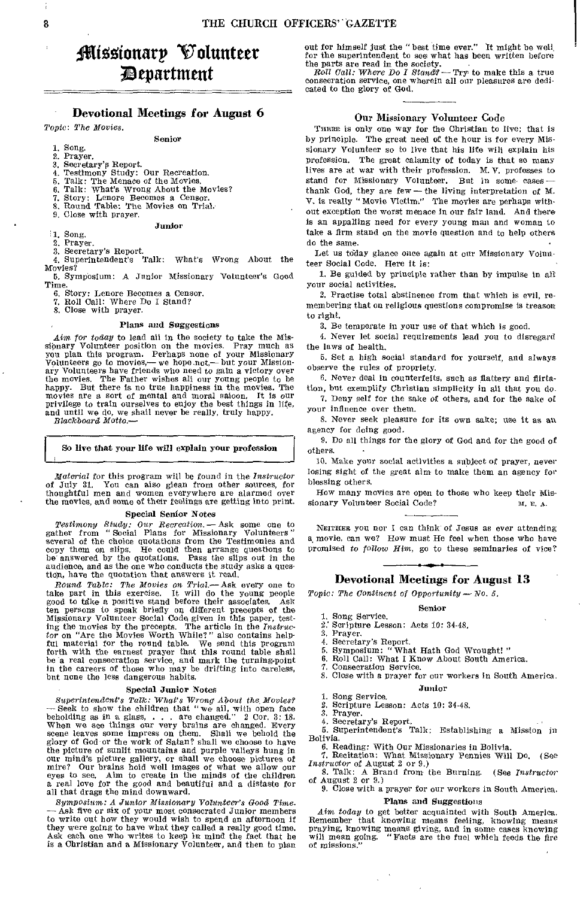# Missionary Volunteer Department

## Devotional Meetings for August 6

*Topic: The Movies.*

### Senior

1. Song.
2. Prayer.
3. Secretary's Report.
4. Testimony Study: Our Recreation.
5. Talk: The Menace of the Movies.
6. Talk: What's Wrong About the Movies?
7. Story: Lenore Becomes a Censor.
8. Round Table: The Movies on Trial.
9. Close with prayer.

### Junior

1. Song.
2. Prayer.
3. Secretary's Report.
4. Superintendent's Talk: What's Wrong About the Movies?
5. Symposium: A Junior Missionary Volunteer's Good Time.
6. Story: Lenore Becomes a Censor.
7. Roll Call: Where Do I Stand?
8. Close with prayer.

### Plans and Suggestions

*Aim for today* to lead all in the society to take the Missionary Volunteer position on the movies. Pray much as you plan this program. Perhaps none of your Missionary Volunteers go to movies,— we hope not,— but your Missionary Volunteers have friends who need to gain a victory over the movies. The Father wishes all our young people to be happy. But there is no true happiness in the movies. The movies are a sort of mental and moral saloon. It is our privilege to train ourselves to enjoy the best things in life, and until we do, we shall never be really, truly happy.

*Blackboard Motto.—*

**So live that your life will explain your profession**

*Material* for this program will be found in the *Instructor* of July 31. You can also glean from other sources, for thoughtful men and women everywhere are alarmed over the movies, and some of their feelings are getting into print.

### Special Senior Notes

*Testimony Study: Our Recreation.*— Ask some one to gather from "Social Plans for Missionary Volunteers" several of the choice quotations from the Testimonies and copy them on slips. He could then arrange questions to be answered by the quotations. Pass the slips out in the audience, and as the one who conducts the study asks a question, have the quotation that answers it read.

*Round Table: The Movies on Trial.*— Ask every one to take part in this exercise. It will do the young people good to take a positive stand before their associates. Ask ten persons to speak briefly on different precepts of the Missionary Volunteer Social Code given in this paper, testing the movies by the precepts. The article in the *Instructor* on "Are the Movies Worth While?" also contains helpful material for the round table. We send this program forth with the earnest prayer that this round table shall be a real consecration service, and mark the turning-point in the careers of those who may be drifting into careless, but none the less dangerous habits.

### Special Junior Notes

*Superintendent's Talk: What's Wrong About the Movies?* — Seek to show the children that "we all, with open face beholding as in a glass, . . . are changed." 2 Cor. 3: 18. When we see things our very brains are changed. Every scene leaves some impress on them. Shall we behold the glory of God or the work of Satan? shall we choose to have the picture of sunlit mountains and purple valleys hung in our mind's picture gallery, or shall we choose pictures of mire? Our brains hold well images of what we allow our eyes to see. Aim to create in the minds of the children a real love for the good and beautiful and a distaste for all that drags the mind downward.

*Symposium: A Junior Missionary Volunteer's Good Time.* — Ask five or six of your most consecrated Junior members to write out how they would wish to spend an afternoon if they were going to have what they called a really good time. Ask each one who writes to keep in mind the fact that he is a Christian and a Missionary Volunteer, and then to plan out for himself just the "best time ever." It might be well for the superintendent to see what has been written before the parts are read in the society.

*Roll Call: Where Do I Stand?* — Try to make this a true consecration service, one wherein all our pleasures are dedicated to the glory of God.

### Our Missionary Volunteer Code

There is only one way for the Christian to live; that is by principle. The great need of the hour is for every Missionary Volunteer so to live that his life will explain his profession. The great calamity of today is that so many lives are at war with their profession. M. V. professes to stand for Missionary Volunteer. But in some cases — thank God, they are few — the living interpretation of M. V. is really "Movie Victim." The movies are perhaps without exception the worst menace in our fair land. And there is an appalling need for every young man and woman to take a firm stand on the movie question and to help others do the same.

Let us today glance once again at our Missionary Volunteer Social Code. Here it is:

1. Be guided by principle rather than by impulse in all your social activities.
2. Practise total abstinence from that which is evil, remembering that on religious questions compromise is treason to right.
3. Be temperate in your use of that which is good.
4. Never let social requirements lead you to disregard the laws of health.
5. Set a high social standard for yourself, and always observe the rules of propriety.
6. Never deal in counterfeits, such as flattery and flirtation, but exemplify Christian simplicity in all that you do.
7. Deny self for the sake of others, and for the sake of your influence over them.
8. Never seek pleasure for its own sake; use it as an agency for doing good.
9. Do all things for the glory of God and for the good of others.
10. Make your social activities a subject of prayer, never losing sight of the great aim to make them an agency for blessing others.

How many movies are open to those who keep their Missionary Volunteer Social Code? M. E. A.

---

Neither you nor I can think of Jesus as ever attending a movie, can we? How must He feel when those who have promised *to follow Him*, go to these seminaries of vice?

## Devotional Meetings for August 13

*Topic: The Continent of Opportunity — No. 5.*

### Senior

1. Song Service.
2. Scripture Lesson: Acts 10: 34-48.
3. Prayer.
4. Secretary's Report.
5. Symposium: "What Hath God Wrought!"
6. Roll Call: What I Know About South America.
7. Consecration Service.
8. Close with a prayer for our workers in South America.

### Junior

1. Song Service.
2. Scripture Lesson: Acts 10: 34-48.
3. Prayer.
4. Secretary's Report.
5. Superintendent's Talk: Establishing a Mission in Bolivia.
6. Reading: With Our Missionaries in Bolivia.
7. Recitation: What Missionary Pennies Will Do. (See *Instructor* of August 2 or 9.)
8. Talk: A Brand from the Burning. (See *Instructor* of August 2 or 9.)
9. Close with a prayer for our workers in South America.

### Plans and Suggestions

*Aim today* to get better acquainted with South America. Remember that knowing means feeling, knowing means praying, knowing means giving, and in some cases knowing will mean going. "Facts are the fuel which feeds the fire of missions."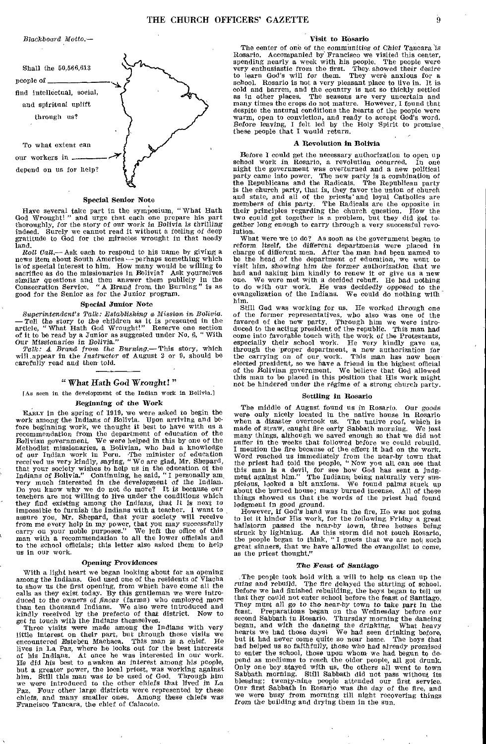*Blackboard Motto.—*

Shall the 50,566,613 people of ______ find intellectual, social, and spiritual uplift through us?

To what extent can our workers in ______ depend on us for help?

### Special Senior Note

Have several take part in the symposium, "What Hath God Wrought!" and urge that each one prepare his part thoroughly, for the story of our work in Bolivia is thrilling indeed. Surely we cannot read it without a feeling of deep gratitude to God for the miracles wrought in that needy land.

*Roll Call.*— Ask each to respond to his name by giving a news item about South America — perhaps something which is of special interest to him. How many would be willing to sacrifice as do the missionaries in Bolivia? Ask yourselves similar questions and then answer them publicly in the Consecration Service. "A Brand from the Burning" is as good for the Senior as for the Junior program.

### Special Junior Note

*Superintendent's Talk: Establishing a Mission in Bolivia.* — Tell the story to the children as it is presented in the article, "What Hath God Wrought!" Reserve one section of it to be read by a Junior as suggested under No. 6, "With Our Missionaries in Bolivia."

*Talk: A Brand from the Burning.*— This story, which will appear in the *Instructor* of August 2 or 9, should be carefully read and then told.

## "What Hath God Wrought!"

[As seen in the development of the Indian work in Bolivia.]

### Beginning of the Work

EARLY in the spring of 1919, we were asked to begin the work among the Indians of Bolivia. Upon arriving and before beginning work, we thought it best to have with us a recommendation from the department of education of the Bolivian government. We were helped in this by one of the Methodist missionaries, a Bolivian, who had a knowledge of our Indian work in Peru. The minister of education received us very kindly, saying, "We are glad, Mr. Shepard, that your society wishes to help us in the education of the Indians of Bolivia." Continuing, he said, "I personally am very much interested in the development of the Indian. Do you know why we do not do more? It is because our teachers are not willing to live under the conditions which they find existing among the Indians, that it is next to impossible to furnish the Indians with a teacher. I want to assure you, Mr. Shepard, that your society will receive from me every help in my power, that you may successfully carry on your noble purposes." We left the office of this man with a recommendation to all the lower officials and to the school officials; this letter also asked them to help us in our work.

### Opening Providences

With a light heart we began looking about for an opening among the Indians. God used one of the residents of Viacha to show us the first opening, from which have come all the calls as they exist today. By this gentleman we were introduced to the owners of *fincas* (farms) who employed more than ten thousand Indians. We also were introduced and kindly received by the prefecto of that district. Now to get in touch with the Indians themselves.

Three visits were made among the Indians with very little interest on their part, but through these visits we encountered Esteben Machaca. This man is a chief. He lives in La Paz, where he looks out for the best interests of his Indians. At once he was interested in our work. He did his best to awaken an interest among his people, but a greater power, the local priest, was working against him. Still this man was to be used of God. Through him we were introduced to the other chiefs that lived in La Paz. Four other large districts were represented by these chiefs, and many smaller ones. Among these chiefs was Francisco Tancara, the chief of Calacoto.

### Visit to Rosario

The center of one of the communities of Chief Tancara is Rosario. Accompanied by Francisco we visited this center, spending nearly a week with his people. The people were very enthusiastic from the first. They showed their desire to learn God's will for them. They were anxious for a school. Rosario is not a very pleasant place to live in. It is cold and barren, and the country is not so thickly settled as in other places. The seasons are very uncertain and many times the crops do not mature. However, I found that despite the natural conditions the hearts of the people were warm, open to conviction, and ready to accept God's word. Before leaving, I felt led by the Holy Spirit to promise these people that I would return.

### A Revolution in Bolivia

Before I could get the necessary authorization to open up school work in Rosario, a revolution occurred. In one night the government was overturned and a new political party came into power. The new party is a combination of the Republicans and the Radicals. The Republican party is the church party, that is, they favor the union of church and state, and all of the priests' and loyal Catholics are members of this party. The Radicals are the opposite in their principles regarding the church question. How the two could get together is a problem, but they did get together long enough to carry through a very successful revolution.

What were we to do? As soon as the government began to reform itself, the different departments were placed in charge of different men. After the man had been named to be the head of the department of education, we went to visit him, showing him the former authorization that we had and asking him kindly to renew it or give us a new one. We were met with a decided rebuff. He had nothing to do with our work. He was decidedly opposed to the evangelization of the Indians. We could do nothing with him.

Still God was working for us. He worked through one of the former representatives, who also was one of the favored of the new party. Through him we were introduced to the acting president of the republic. This man had come into favorable touch with the work of the Protestants, especially their school work. He very kindly gave us, through the proper department, a new authorization for the carrying on of our work. This man has now been elected president, so we have a friend in the highest official of the Bolivian government. We believe that God allowed this man to be placed in this position that His work might not be hindered under the régime of a strong church party.

### Settling in Rosario

The middle of August found us in Rosario. Our goods were only nicely located in the native house in Rosario when a disaster overtook us. The native roof, which is made of straw, caught fire early Sabbath morning. We lost many things, although we saved enough so that we did not suffer in the weeks that followed before we could rebuild. I mention the fire because of the effect it had on the work. Word reached us immediately from the near-by town that the priest had told the people, "Now you all can see that this man is a devil, for see how God has sent a judgment against him." The Indians, being naturally very suspicious, looked a bit anxious. We found palms stuck up about the burned house; many burned incense. All of these things showed us that the words of the priest had found lodgment in good ground.

However, if God's hand was in the fire, He was not going to let it hinder His work, for the following Friday a great hailstorm passed the near-by town, three houses being struck by lightning. As this storm did not touch Rosario, the people began to think, "I guess that we are not such great sinners, that we have allowed the evangelist to come, as the priest thought."

### The Feast of Santiago

The people took hold with a will to help us clean up the ruins and rebuild. The fire delayed the starting of school. Before we had finished rebuilding, the boys began to tell us that they could not enter school before the feast of Santiago. They must all go to the near-by town to take part in the feast. Preparations began on the Wednesday before our second Sabbath in Rosario. Thursday morning the dancing began, and with the dancing the drinking. What heavy hearts we had those days! We had seen drinking before, but it had never come quite so near home. The boys that had helped us so faithfully, those who had already promised to enter the school, those upon whom we had begun to depend as mediums to reach the older people, all got drunk. Only one boy stayed with us, the others all went to town Sabbath morning. Still Sabbath did not pass without its blessing; twenty-nine people attended our first service. Our first Sabbath in Rosario was the day of the fire, and we were busy from morning till night recovering things from the building and drying them in the sun.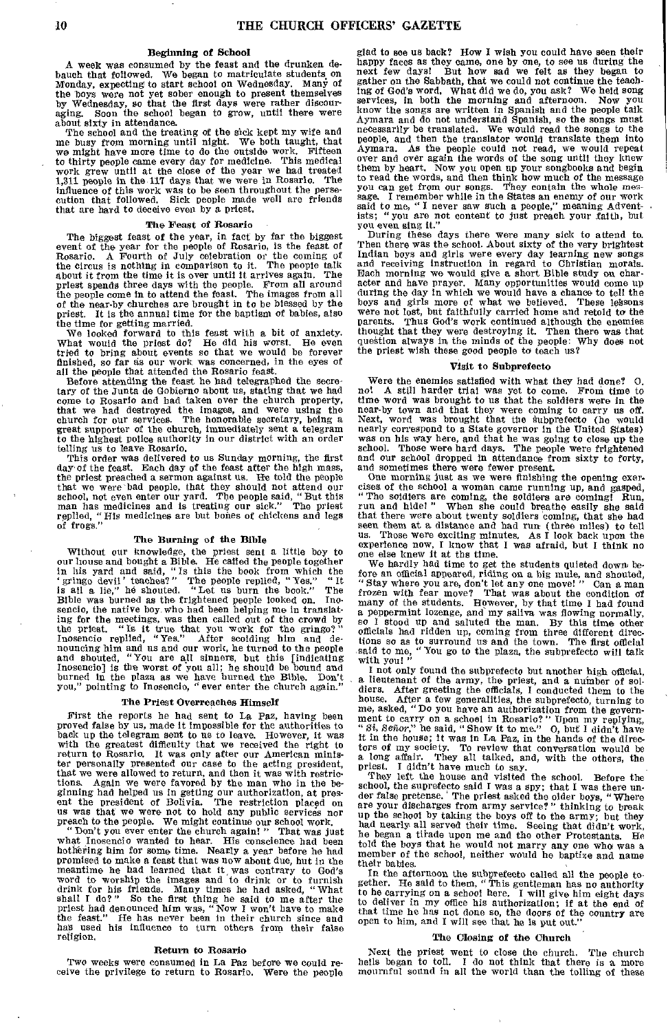### Beginning of School

A week was consumed by the feast and the drunken debauch that followed. We began to matriculate students on Monday, expecting to start school on Wednesday. Many of the boys were not yet sober enough to present themselves by Wednesday, so that the first days were rather discouraging. Soon the school began to grow, until there were about sixty in attendance.

The school and the treating of the sick kept my wife and me busy from morning until night. We both taught, that we might have more time to do the outside work. Fifteen to thirty people came every day for medicine. This medical work grew until at the close of the year we had treated 1,311 people in the 117 days that we were in Rosario. The influence of this work was to be seen throughout the persecution that followed. Sick people made well are friends that are hard to deceive even by a priest.

### The Feast of Rosario

The biggest feast of the year, in fact by far the biggest event of the year for the people of Rosario, is the feast of Rosario. A Fourth of July celebration or the coming of the circus is nothing in comparison to it. The people talk about it from the time it is over until it arrives again. The priest spends three days with the people. From all around the people come in to attend the feast. The images from all of the near-by churches are brought in to be blessed by the priest. It is the annual time for the baptism of babies, also the time for getting married.

We looked forward to this feast with a bit of anxiety. What would the priest do? He did his worst. He even tried to bring about events so that we would be forever finished, so far as our work was concerned, in the eyes of all the people that attended the Rosario feast.

Before attending the feast he had telegraphed the secretary of the Junta de Gobierno about us, stating that we had come to Rosario and had taken over the church property, that we had destroyed the images, and were using the church for our services. The honorable secretary, being a great supporter of the church, immediately sent a telegram to the highest police authority in our district with an order telling us to leave Rosario.

This order was delivered to us Sunday morning, the first day of the feast. Each day of the feast after the high mass, the priest preached a sermon against us. He told the people that we were bad people, that they should not attend our school, not even enter our yard. The people said, "But this man has medicines and is treating our sick." The priest replied, "His medicines are but bones of chickens and legs of frogs."

### The Burning of the Bible

Without our knowledge, the priest sent a little boy to our house and bought a Bible. He called the people together in his yard and said, "Is this the book from which the 'gringo devil' teaches?" The people replied, "Yes." "It is all a lie," he shouted. "Let us burn the book." The Bible was burned as the frightened people looked on. Inosencio, the native boy who had been helping me in translating for the meetings, was then called out of the crowd by the priest. "Is it true that you work for the gringo?" Inosencio replied, "Yes." After scolding him and denouncing him and us and our work, he turned to the people and shouted, "You are all sinners, but this [indicating Inosencio] is the worst of you all; he should be bound and burned in the plaza as we have burned the Bible. Don't you," pointing to Inosencio, "ever enter the church again."

### The Priest Overreaches Himself

First the reports he had sent to La Paz, having been proved false by us, made it impossible for the authorities to back up the telegram sent to us to leave. However, it was with the greatest difficulty that we received the right to return to Rosario. It was only after our American minister personally presented our case to the acting president, that we were allowed to return, and then it was with restrictions. Again we were favored by the man who in the beginning had helped us in getting our authorization, at present the president of Bolivia. The restriction placed on us was that we were not to hold any public services nor preach to the people. We might continue our school work.

"Don't you ever enter the church again!" That was just what Inosencio wanted to hear. His conscience had been bothering him for some time. Nearly a year before he had promised to make a feast that was now about due, but in the meantime he had learned that it was contrary to God's word to worship the images and to drink or to furnish drink for his friends. Many times he had asked, "What shall I do?" So the first thing he said to me after the priest had denounced him was, "Now I won't have to make the feast." He has never been in their church since and has used his influence to turn others from their false religion.

### Return to Rosario

Two weeks were consumed in La Paz before we could receive the privilege to return to Rosario. Were the people glad to see us back? How I wish you could have seen their happy faces as they came, one by one, to see us during the next few days! But how sad we felt as they began to gather on the Sabbath, that we could not continue the teaching of God's word. What did we do, you ask? We held song services, in both the morning and afternoon. Now you know the songs are written in Spanish and the people talk Aymara and do not understand Spanish, so the songs must necessarily be translated. We would read the songs to the people, and then the translator would translate them into Aymara. As the people could not read, we would repeat over and over again the words of the song until they knew them by heart. Now you open up your songbooks and begin to read the words, and then think how much of the message you can get from our songs. They contain the whole message. I remember while in the States an enemy of our work said to me, "I never saw such a people," meaning Adventists; "you are not content to just preach your faith, but you even sing it."

During these days there were many sick to attend to. Then there was the school. About sixty of the very brightest Indian boys and girls were every day learning new songs and receiving instruction in regard to Christian morals. Each morning we would give a short Bible study on character and have prayer. Many opportunities would come up during the day in which we would have a chance to tell the boys and girls more of what we believed. These lessons were not lost, but faithfully carried home and retold to the parents. Thus God's work continued although the enemies thought that they were destroying it. Then there was that question always in the minds of the people: Why does not the priest wish these good people to teach us?

### Visit to Subprefecto

Were the enemies satisfied with what they had done? O, no! A still harder trial was yet to come. From time to time word was brought to us that the soldiers were in the near-by town and that they were coming to carry us off. Next, word was brought that the subprefecto (he would nearly correspond to a State governor in the United States) was on his way here, and that he was going to close up the school. Those were hard days. The people were frightened and our school dropped in attendance from sixty to forty, and sometimes there were fewer present.

One morning just as we were finishing the opening exercises of the school a woman came running up, and gasped, "The soldiers are coming, the soldiers are coming! Run, run and hide!" When she could breathe easily she said that there were about twenty soldiers coming, that she had seen them at a distance and had run (three miles) to tell us. Those were exciting minutes. As I look back upon the experience now, I know that I was afraid, but I think no one else knew it at the time.

We hardly had time to get the students quieted down before an official appeared, riding on a big mule, and shouted, "Stay where you are, don't let any one move!" Can a man frozen with fear move? That was about the condition of many of the students. However, by that time I had found a peppermint lozenge, and my saliva was flowing normally, so I stood up and saluted the man. By this time other officials had ridden up, coming from three different directions so as to surround us and the town. The first official said to me, "You go to the plaza, the subprefecto will talk with you!"

I not only found the subprefecto but another high official, a lieutenant of the army, the priest, and a number of soldiers. After greeting the officials, I conducted them to the house. After a few generalities, the subprefecto, turning to me, asked, "Do you have an authorization from the government to carry on a school in Rosario?" Upon my replying, "*Sí, Señor*," he said, "Show it to me." O, but I didn't have it in the house; it was in La Paz, in the hands of the directors of my society. To review that conversation would be a long affair. They all talked, and, with the others, the priest. I didn't have much to say.

They left the house and visited the school. Before the school, the suprefecto said I was a spy; that I was there under false pretense. The priest asked the older boys, "Where are your discharges from army service?" thinking to break up the school by taking the boys off to the army; but they had nearly all served their time. Seeing that didn't work, he began a tirade upon me and the other Protestants. He told the boys that he would not marry any one who was a member of the school, neither would he baptize and name their babies.

In the afternoon the subprefecto called all the people together. He said to them, "This gentleman has no authority to be carrying on a school here. I will give him eight days to deliver in my office his authorization; if at the end of that time he has not done so, the doors of the country are open to him, and I will see that he is put out."

### The Closing of the Church

Next the priest went to close the church. The church bells began to toll. I do not think that there is a more mournful sound in all the world than the tolling of these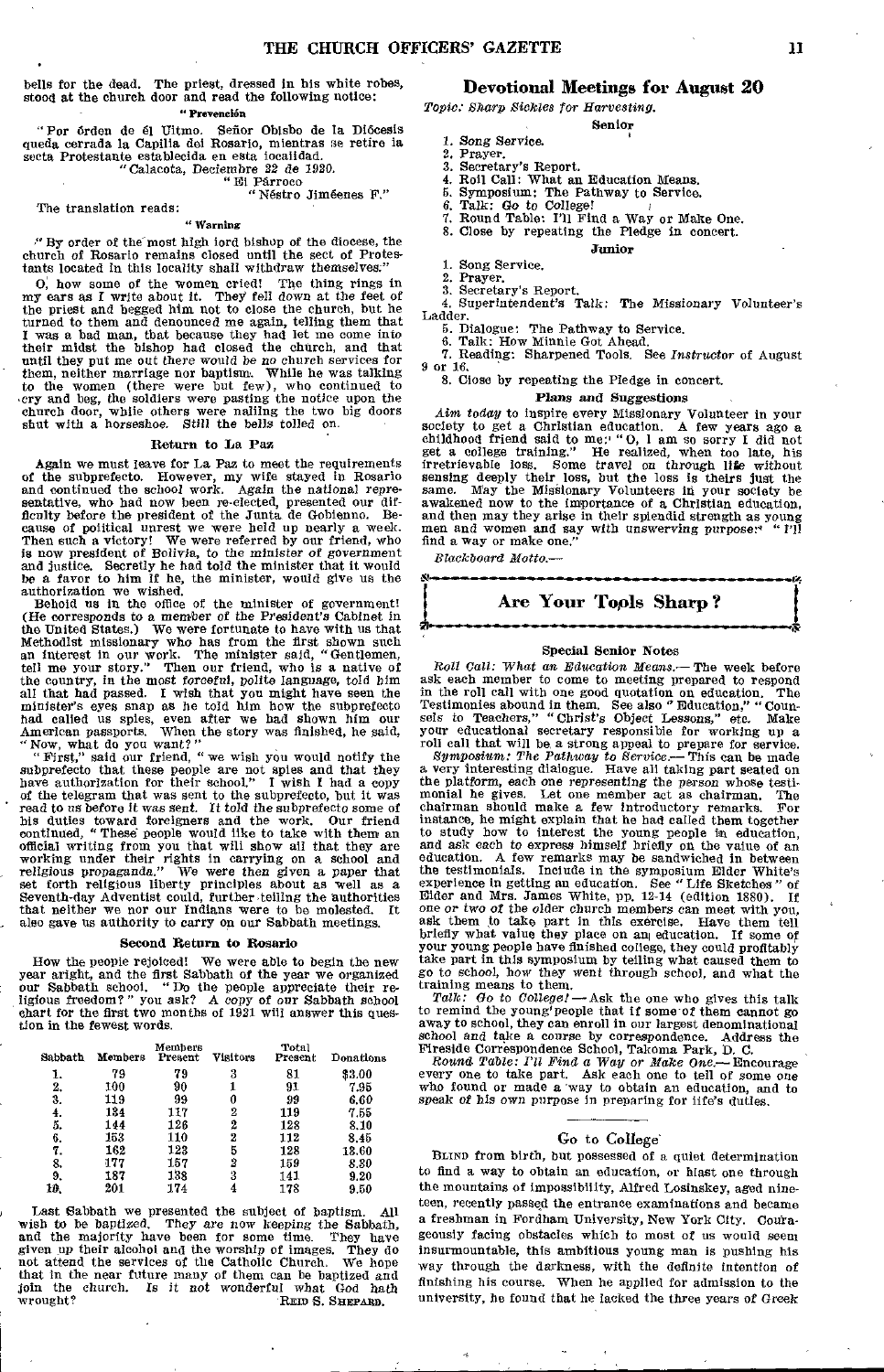bells for the dead. The priest, dressed in his white robes, stood at the church door and read the following notice:

**"Prevención**

"Por órden de él Ultmo. Señor Obisbo de la Diócesis queda cerrada la Capilla del Rosario, mientras se retire la secta Protestante establecida en esta localidad.

"Calacota, Deciembre 22 de 1920.

"El Párroco

"Néstro Jiméenes F."

The translation reads:

**"Warning**

"By order of the most high lord bishop of the diocese, the church of Rosario remains closed until the sect of Protestants located in this locality shall withdraw themselves."

O, how some of the women cried! The thing rings in my ears as I write about it. They fell down at the feet of the priest and begged him not to close the church, but he turned to them and denounced me again, telling them that I was a bad man, that because they had let me come into their midst the bishop had closed the church, and that until they put me out there would be no church services for them, neither marriage nor baptism. While he was talking to the women (there were but few), who continued to cry and beg, the soldiers were pasting the notice upon the church door, while others were nailing the two big doors shut with a horseshoe. Still the bells tolled on.

### Return to La Paz

Again we must leave for La Paz to meet the requirements of the subprefecto. However, my wife stayed in Rosario and continued the school work. Again the national representative, who had now been re-elected, presented our difficulty before the president of the Junta de Gobienno. Because of political unrest we were held up nearly a week. Then such a victory! We were referred by our friend, who is now president of Bolivia, to the minister of government and justice. Secretly he had told the minister that it would be a favor to him if he, the minister, would give us the authorization we wished.

Behold us in the office of the minister of government! (He corresponds to a member of the President's Cabinet in the United States.) We were fortunate to have with us that Methodist missionary who has from the first shown such an interest in our work. The minister said, "Gentlemen, tell me your story." Then our friend, who is a native of the country, in the most forceful, polite language, told him all that had passed. I wish that you might have seen the minister's eyes snap as he told him how the subprefecto had called us spies, even after we had shown him our American passports. When the story was finished, he said, "Now, what do you want?"

"First," said our friend, "we wish you would notify the subprefecto that these people are not spies and that they have authorization for their school." I wish I had a copy of the telegram that was sent to the subprefecto, but it was read to us before it was sent. It told the subprefecto some of his duties toward foreigners and the work. Our friend continued, "These people would like to take with them an official writing from you that will show all that they are working under their rights in carrying on a school and religious propaganda." We were then given a paper that set forth religious liberty principles about as well as a Seventh-day Adventist could, further telling the authorities that neither we nor our Indians were to be molested. It also gave us authority to carry on our Sabbath meetings.

### Second Return to Rosario

How the people rejoiced! We were able to begin the new year aright, and the first Sabbath of the year we organized our Sabbath school. "Do the people appreciate their religious freedom?" you ask? A copy of our Sabbath school chart for the first two months of 1921 will answer this question in the fewest words.

| Sabbath | Members | Members Present | Visitors | Total Present | Donations |
|---|---|---|---|---|---|
| 1. | 79 | 79 | 3 | 81 | $3.00 |
| 2. | 100 | 90 | 1 | 91 | 7.95 |
| 3. | 119 | 99 | 0 | 99 | 6.60 |
| 4. | 134 | 117 | 2 | 119 | 7.55 |
| 5. | 144 | 126 | 2 | 128 | 8.10 |
| 6. | 153 | 110 | 2 | 112 | 8.45 |
| 7. | 162 | 123 | 5 | 128 | 13.60 |
| 8. | 177 | 157 | 2 | 159 | 8.30 |
| 9. | 187 | 138 | 3 | 141 | 9.20 |
| 10. | 201 | 174 | 4 | 178 | 9.50 |

Last Sabbath we presented the subject of baptism. All wish to be baptized. They are now keeping the Sabbath, and the majority have been for some time. They have given up their alcohol and the worship of images. They do not attend the services of the Catholic Church. We hope that in the near future many of them can be baptized and join the church. Is it not wonderful what God hath wrought?

REID S. SHEPARD.

## Devotional Meetings for August 20

*Topic: Sharp Sickles for Harvesting.*

**Senior**

1. Song Service.
2. Prayer.
3. Secretary's Report.
4. Roll Call: What an Education Means.
5. Symposium: The Pathway to Service.
6. Talk: Go to College!
7. Round Table: I'll Find a Way or Make One.
8. Close by repeating the Pledge in concert.

**Junior**

1. Song Service.
2. Prayer.
3. Secretary's Report.
4. Superintendent's Talk: The Missionary Volunteer's Ladder.
5. Dialogue: The Pathway to Service.
6. Talk: How Minnie Got Ahead.
7. Reading: Sharpened Tools. See *Instructor* of August 9 or 16.
8. Close by repeating the Pledge in concert.

### Plans and Suggestions

*Aim today* to inspire every Missionary Volunteer in your society to get a Christian education. A few years ago a childhood friend said to me: "O, I am so sorry I did not get a college training." He realized, when too late, his irretrievable loss. Some travel on through life without sensing deeply their loss, but the loss is theirs just the same. May the Missionary Volunteers in your society be awakened now to the importance of a Christian education, and then may they arise in their splendid strength as young men and women and say with unswerving purpose: "I'll find a way or make one."

*Blackboard Motto.—*

**Are Your Tools Sharp?**

### Special Senior Notes

*Roll Call: What an Education Means.*— The week before ask each member to come to meeting prepared to respond in the roll call with one good quotation on education. The Testimonies abound in them. See also "Education," "Counsels to Teachers," "Christ's Object Lessons," etc. Make your educational secretary responsible for working up a roll call that will be a strong appeal to prepare for service.

*Symposium: The Pathway to Service.*— This can be made a very interesting dialogue. Have all taking part seated on the platform, each one representing the person whose testimonial he gives. Let one member act as chairman. The chairman should make a few introductory remarks. For instance, he might explain that he had called them together to study how to interest the young people in education, and ask each to express himself briefly on the value of an education. A few remarks may be sandwiched in between the testimonials. Include in the symposium Elder White's experience in getting an education. See "Life Sketches" of Elder and Mrs. James White, pp. 12-14 (edition 1880). If one or two of the older church members can meet with you, ask them to take part in this exercise. Have them tell briefly what value they place on an education. If some of your young people have finished college, they could profitably take part in this symposium by telling what caused them to go to school, how they went through school, and what the training means to them.

*Talk: Go to College!*— Ask the one who gives this talk to remind the young people that if some of them cannot go away to school, they can enroll in our largest denominational school and take a course by correspondence. Address the Fireside Correspondence School, Takoma Park, D. C.

*Round Table: I'll Find a Way or Make One.*— Encourage every one to take part. Ask each one to tell of some one who found or made a way to obtain an education, and to speak of his own purpose in preparing for life's duties.

### Go to College

BLIND from birth, but possessed of a quiet determination to find a way to obtain an education, or blast one through the mountains of impossibility, Alfred Losinskey, aged nineteen, recently passed the entrance examinations and became a freshman in Fordham University, New York City. Courageously facing obstacles which to most of us would seem insurmountable, this ambitious young man is pushing his way through the darkness, with the definite intention of finishing his course. When he applied for admission to the university, he found that he lacked the three years of Greek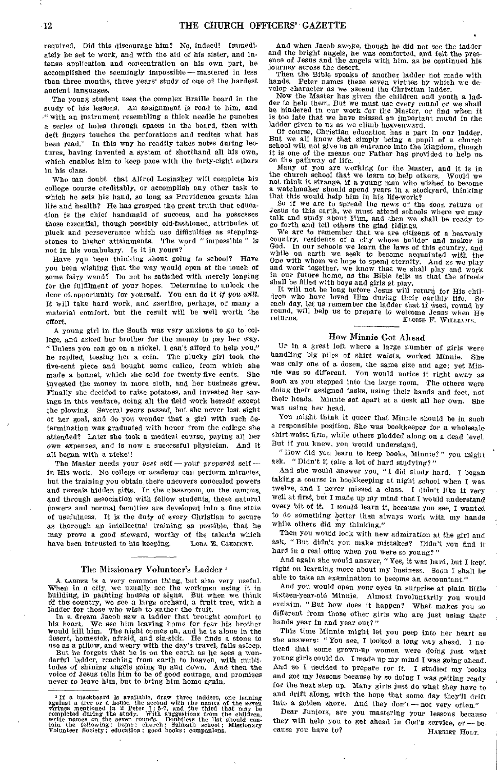required. Did this discourage him? No, indeed! Immediately he set to work, and with the aid of his sister, and intense application and concentration on his own part, he accomplished the seemingly impossible — mastered in less than three months, three years' study of one of the hardest ancient languages.

The young student uses the complex Braille board in the study of his lessons. An assignment is read to him, and "with an instrument resembling a thick needle he punches a series of holes through spaces in the board, then with deft fingers touches the perforations and recites what has been read." In this way he readily takes notes during lectures, having invented a system of shorthand all his own, which enables him to keep pace with the forty-eight others in his class.

Who can doubt that Alfred Losinskey will complete his college course creditably, or accomplish any other task to which he sets his hand, so long as Providence grants him life and health? He has grasped the great truth that education is the chief handmaid of success, and he possesses those essential, though possibly old-fashioned, attributes of pluck and perseverance which use difficulties as stepping-stones to higher attainments. The word "impossible" is not in his vocabulary. Is it in yours?

Have you been thinking about going to school? Have you been wishing that the way would open at the touch of some fairy wand? Do not be satisfied with merely longing for the fulfilment of your hopes. Determine to unlock the door of opportunity for yourself. You can do it *if you will*. It will take hard work, and sacrifice, perhaps, of many a material comfort, but the result will be well worth the effort.

A young girl in the South was very anxious to go to college, and asked her brother for the money to pay her way. "Unless you can go on a nickel, I can't afford to help you," he replied, tossing her a coin. The plucky girl took the five-cent piece and bought some calico, from which she made a bonnet, which she sold for twenty-five cents. She invested the money in more cloth, and her business grew. Finally she decided to raise potatoes, and invested her savings in this venture, doing all the field work herself except the plowing. Several years passed, but she never lost sight of her goal, and do you wonder that a girl with such determination was graduated with honor from the college she attended? Later she took a medical course, paying all her own expenses, and is now a successful physician. And it all began with a nickel!

The Master needs your *best* self — your *prepared* self — in His work. No college or academy can perform miracles, but the training you obtain there uncovers concealed powers and reveals hidden gifts. In the classroom, on the campus, and through association with fellow students, these natural powers and normal faculties are developed into a fine state of usefulness. It is the duty of every Christian to secure as thorough an intellectual training as possible, that he may prove a good steward, worthy of the talents which have been intrusted to his keeping.

LORA E. CLEMENT.

## The Missionary Volunteer's Ladder [1]

A LADDER is a very common thing, but also very useful. When in a city, we usually see the workmen using it in building, in painting houses or signs. But when we think of the country, we see a large orchard, a fruit tree, with a ladder for those who wish to gather the fruit.

In a dream Jacob saw a ladder that brought comfort to his heart. We see him leaving home for fear his brother would kill him. The night comes on, and he is alone in the desert, homesick, afraid, and sin-sick. He finds a stone to use as a pillow, and weary with the day's travel, falls asleep.

But he forgets that he is on the earth as he sees a wonderful ladder, reaching from earth to heaven, with multitudes of shining angels going up and down. And then the voice of Jesus tells him to be of good courage, and promises never to leave him, but to bring him home again.

[1] If a blackboard is available, draw three ladders, one leaning against a tree or a house, the second with the names of the seven virtues mentioned in 2 Peter 1: 5-7, and the third that may be completed during the study. With suggestions from the children, write names on the seven rounds. Doubtless the list should contain the following: home; church; Sabbath school; Missionary Volunteer Society; education; good books; companions.

And when Jacob awoke, though he did not see the ladder and the bright angels, he was comforted, and felt the presence of Jesus and the angels with him, as he continued his journey across the desert.

Then the Bible speaks of another ladder not made with hands. Peter names these seven virtues by which we develop character as we ascend the Christian ladder.

Now the Master has given the children and youth a ladder to help them. But we must use every round or we shall be hindered in our work for the Master, or find when it is too late that we have missed an important round in the ladder given to us as we climb heavenward.

Of course, Christian education has a part in our ladder. But we all know that simply being a pupil of a church school will not give us an entrance into the kingdom, though it is one of the means our Father has provided to help us on the pathway of life.

Many of you are working for the Master, and it is in the church school that we learn to help others. Would we not think it strange, if a young man who wished to become a watchmaker should spend years in a stockyard, thinking that this would help him in his life-work?

So if we are to spread the news of the soon return of Jesus to this earth, we must attend schools where we may talk and study about Him, and then we shall be ready to go forth and tell others the glad tidings.

We are to remember that we are citizens of a heavenly country, residents of a city whose builder and maker is God. In our schools we learn the laws of this country, and while on earth we seek to become acquainted with the One with whom we hope to spend eternity. And as we play and work together, we know that we shall play and work in our future home, as the Bible tells us that the streets shall be filled with boys and girls at play.

It will not be long before Jesus will return for His children who have loved Him during their earthly life. So each day, let us remember the ladder that if used, round by round, will help us to prepare to welcome Jesus when He returns.

ELOISE F. WILLIAMS.

## How Minnie Got Ahead

UP in a great loft where a large number of girls were handling big piles of shirt waists, worked Minnie. She was only one of a dozen, the same size and age; yet Minnie was so different. You would notice it right away as soon as you stepped into the large room. The others were doing their assigned tasks, using their hands and feet, not their heads. Minnie sat apart at a desk all her own. She was using her head.

You might think it queer that Minnie should be in such a responsible position. She was bookkeeper for a wholesale shirt-waist firm, while others plodded along on a dead level. But if you knew, you would understand.

"How did you learn to keep books, Minnie?" you might ask. "Didn't it take a lot of hard studying?"

And she would answer you, "I did study hard. I began taking a course in bookkeeping at night school when I was twelve, and I never missed a class. I didn't like it very well at first, but I made up my mind that I would understand every bit of it. I *would* learn it, because you see, I wanted to do something better than always work with my hands while others did my thinking."

Then you would look with new admiration at the girl and ask, "But didn't you make mistakes? Didn't you find it hard in a real office when you were so young?"

And again she would answer, "Yes, it was hard, but I kept right on learning more about my business. Soon I shall be able to take an examination to become an accountant."

And you would open your eyes in surprise at plain little sixteen-year-old Minnie. Almost involuntarily you would exclaim, "But how does it happen? What makes you so different from those other girls who are just using their hands year in and year out?"

This time Minnie might let you peep into her heart as she answers: "You see, I looked a long way ahead. I noticed that some grown-up women were doing just what young girls could do. I made up my mind I was going ahead. And so I decided to prepare for it. I studied my books and got my lessons because by so doing I was getting ready for the next step up. Many girls just do what they have to and drift along, with the hope that some day they'll drift into a golden shore. And they don't — not very often."

Dear Juniors, are you mastering your lessons because they will help you to get ahead in God's service, or — because you have to?

HARRIET HOLT.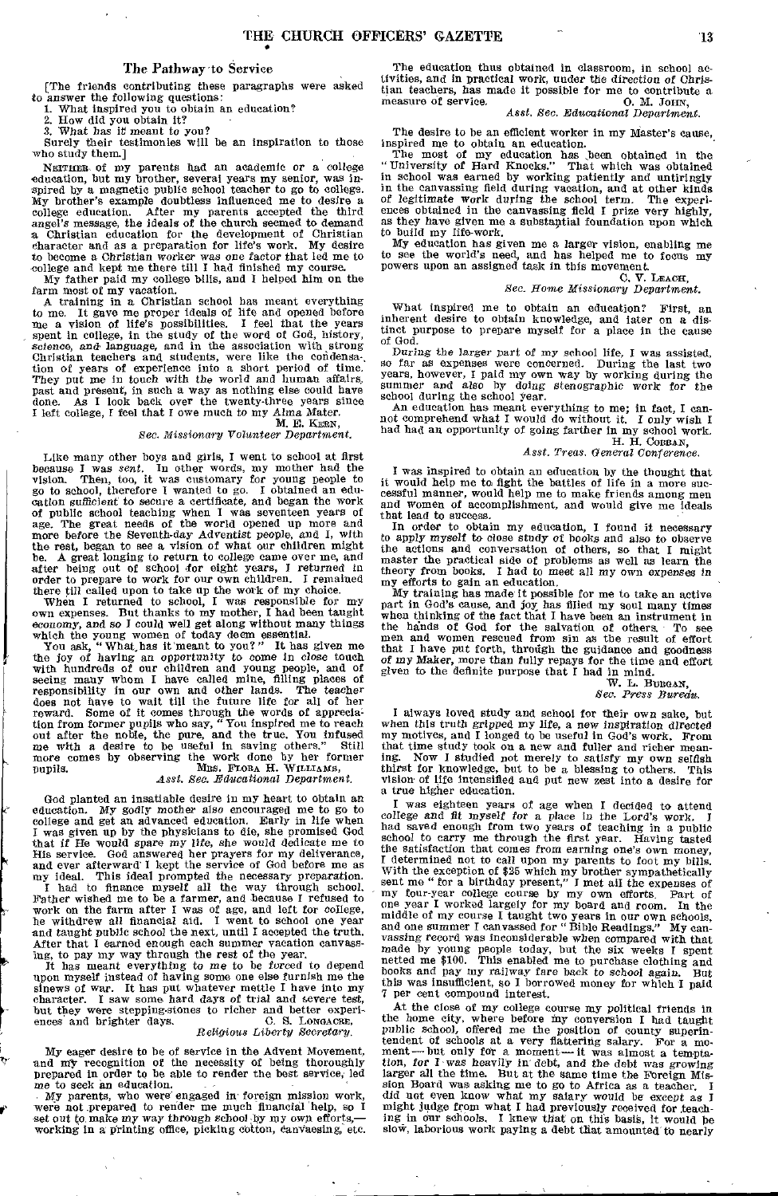## The Pathway to Service

[The friends contributing these paragraphs were asked to answer the following questions:

1. What inspired you to obtain an education?
2. How did you obtain it?
3. What has it meant to you?

Surely their testimonies will be an inspiration to those who study them.]

NEITHER of my parents had an academic or a college education, but my brother, several years my senior, was inspired by a magnetic public school teacher to go to college. My brother's example doubtless influenced me to desire a college education. After my parents accepted the third angel's message, the ideals of the church seemed to demand a Christian education for the development of Christian character and as a preparation for life's work. My desire to become a Christian worker was one factor that led me to college and kept me there till I had finished my course.

My father paid my college bills, and I helped him on the farm most of my vacation.

A training in a Christian school has meant everything to me. It gave me proper ideals of life and opened before me a vision of life's possibilities. I feel that the years spent in college, in the study of the word of God, history, science, and language, and in the association with strong Christian teachers and students, were like the condensation of years of experience into a short period of time. They put me in touch with the world and human affairs, past and present, in such a way as nothing else could have done. As I look back over the twenty-three years since I left college, I feel that I owe much to my Alma Mater.

M. E. KERN,
*Sec. Missionary Volunteer Department.*

Like many other boys and girls, I went to school at first because I was *sent*. In other words, my mother had the vision. Then, too, it was customary for young people to go to school, therefore I wanted to go. I obtained an education sufficient to secure a certificate, and began the work of public school teaching when I was seventeen years of age. The great needs of the world opened up more and more before the Seventh-day Adventist people, and I, with the rest, began to see a vision of what our children might be. A great longing to return to college came over me, and after being out of school for eight years, I returned in order to prepare to work for our own children. I remained there till called upon to take up the work of my choice.

When I returned to school, I was responsible for my own expenses. But thanks to my mother, I had been taught economy, and so I could well get along without many things which the young women of today deem essential.

You ask, "What has it meant to you?" It has given me the joy of having an opportunity to come in close touch with hundreds of our children and young people, and of seeing many whom I have called mine, filling places of responsibility in our own and other lands. The teacher does not have to wait till the future life for all of her reward. Some of it comes through the words of appreciation from former pupils who say, "You inspired me to reach out after the noble, the pure, and the true. You infused me with a desire to be useful in saving others." Still more comes by observing the work done by her former pupils.

MRS. FLORA H. WILLIAMS,
*Asst. Sec. Educational Department.*

God planted an insatiable desire in my heart to obtain an education. My godly mother also encouraged me to go to college and get an advanced education. Early in life when I was given up by the physicians to die, she promised God that if He would spare my life, she would dedicate me to His service. God answered her prayers for my deliverance, and ever afterward I kept the service of God before me as my ideal. This ideal prompted the necessary preparation.

I had to finance myself all the way through school. Father wished me to be a farmer, and because I refused to work on the farm after I was of age, and left for college, he withdrew all financial aid. I went to school one year and taught public school the next, until I accepted the truth. After that I earned enough each summer vacation canvassing, to pay my way through the rest of the year.

It has meant everything to me to be forced to depend upon myself instead of having some one else furnish me the sinews of war. It has put whatever mettle I have into my character. I saw some hard days of trial and severe test, but they were stepping-stones to richer and better experiences and brighter days.

C. S. LONGACRE,
*Religious Liberty Secretary.*

My eager desire to be of service in the Advent Movement, and my recognition of the necessity of being thoroughly prepared in order to be able to render the best service, led me to seek an education.

My parents, who were engaged in foreign mission work, were not prepared to render me much financial help, so I set out to make my way through school by my own efforts,—working in a printing office, picking cotton, canvassing, etc.

The education thus obtained in classroom, in school activities, and in practical work, under the direction of Christian teachers, has made it possible for me to contribute a measure of service.

O. M. JOHN,
*Asst. Sec. Educational Department.*

The desire to be an efficient worker in my Master's cause, inspired me to obtain an education.

The most of my education has been obtained in the "University of Hard Knocks." That which was obtained in school was earned by working patiently and untiringly in the canvassing field during vacation, and at other kinds of legitimate work during the school term. The experiences obtained in the canvassing field I prize very highly, as they have given me a substantial foundation upon which to build my life-work.

My education has given me a larger vision, enabling me to see the world's need, and has helped me to focus my powers upon an assigned task in this movement.

C. V. LEACH,
*Sec. Home Missionary Department.*

What inspired me to obtain an education? First, an inherent desire to obtain knowledge, and later on a distinct purpose to prepare myself for a place in the cause of God.

During the larger part of my school life, I was assisted, so far as expenses were concerned. During the last two years, however, I paid my own way by working during the summer and also by doing stenographic work for the school during the school year.

An education has meant everything to me; in fact, I cannot comprehend what I would do without it. I only wish I had had an opportunity of going farther in my school work.

H. H. COBBAN,
*Asst. Treas. General Conference.*

I was inspired to obtain an education by the thought that it would help me to fight the battles of life in a more successful manner, would help me to make friends among men and women of accomplishment, and would give me ideals that lead to success.

In order to obtain my education, I found it necessary to apply myself to close study of books and also to observe the actions and conversation of others, so that I might master the practical side of problems as well as learn the theory from books. I had to meet all my own expenses in my efforts to gain an education.

My training has made it possible for me to take an active part in God's cause, and joy has filled my soul many times when thinking of the fact that I have been an instrument in the hands of God for the salvation of others. To see men and women rescued from sin as the result of effort that I have put forth, through the guidance and goodness of my Maker, more than fully repays for the time and effort given to the definite purpose that I had in mind.

W. L. BURGAN,
*Sec. Press Bureau.*

I always loved study and school for their own sake, but when this truth gripped my life, a new inspiration directed my motives, and I longed to be useful in God's work. From that time study took on a new and fuller and richer meaning. Now I studied not merely to satisfy my own selfish thirst for knowledge, but to be a blessing to others. This vision of life intensified and put new zest into a desire for a true higher education.

I was eighteen years of age when I decided to attend college and fit myself for a place in the Lord's work. I had saved enough from two years of teaching in a public school to carry me through the first year. Having tasted the satisfaction that comes from earning one's own money, I determined not to call upon my parents to foot my bills. With the exception of $25 which my brother sympathetically sent me "for a birthday present," I met all the expenses of my four-year college course by my own efforts. Part of one year I worked largely for my board and room. In the middle of my course I taught two years in our own schools, and one summer I canvassed for "Bible Readings." My canvassing record was inconsiderable when compared with that made by young people today, but the six weeks I spent netted me $100. This enabled me to purchase clothing and books and pay my railway fare back to school again. But this was insufficient, so I borrowed money for which I paid 7 per cent compound interest.

At the close of my college course my political friends in the home city, where before my conversion I had taught public school, offered me the position of county superintendent of schools at a very flattering salary. For a moment — but only for a moment — it was almost a temptation, for I was heavily in debt, and the debt was growing larger all the time. But at the same time the Foreign Mission Board was asking me to go to Africa as a teacher. I did not even know what my salary would be except as I might judge from what I had previously received for teaching in our schools. I knew that on this basis, it would be slow, laborious work paying a debt that amounted to nearly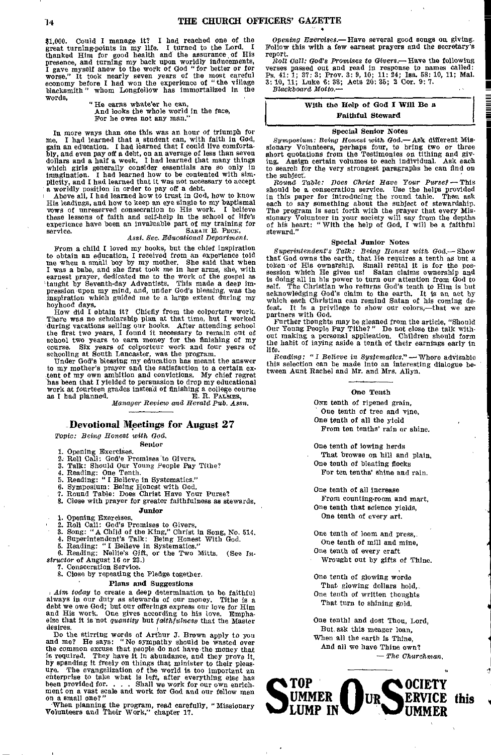$1,000. Could I manage it? I had reached one of the great turning-points in my life. I turned to the Lord. I thanked Him for good health and the assurance of His presence, and turning my back upon worldly inducements, I gave myself anew to the work of God "for better or for worse." It took nearly seven years of the most careful economy before I had won the experience of "the village blacksmith" whom Longfellow has immortalized in the words,

> "He earns whate'er he can,
> And looks the whole world in the face,
> For he owes not any man."

In more ways than one this was an hour of triumph for me. I had learned that a student can, with faith in God, gain an education. I had learned that I could live comfortably, and even pay off a debt, on an average of less than seven dollars and a half a week. I had learned that many things which girls generally consider essentials are so only in imagination. I had learned how to be contented with simplicity, and I had learned that it was not necessary to accept a worldly position in order to pay off a debt.

Above all, I had learned how to trust in God, how to know His leadings, and how to keep an eye single to my baptismal vows of unreserved consecration to His work. I believe these lessons of faith and self-help in the school of life's experience have been an invaluable part of my training for service.

SARAH E. PECK,
*Asst. Sec. Educational Department.*

From a child I loved my books, but the chief inspiration to obtain an education, I received from an experience told me when a small boy by my mother. She said that when I was a babe, and she first took me in her arms, she, with earnest prayer, dedicated me to the work of the gospel as taught by Seventh-day Adventists. This made a deep impression upon my mind, and, under God's blessing, was the inspiration which guided me to a large extent during my boyhood days.

How did I obtain it? Chiefly from the colporteur work. There was no scholarship plan at that time, but I worked during vacations selling our books. After attending school the first two years, I found it necessary to remain out of school two years to earn money for the finishing of my course. Six years of colporteur work and four years of schooling at South Lancaster, was the program.

Under God's blessing my education has meant the answer to my mother's prayer and the satisfaction to a certain extent of my own ambition and convictions. My chief regret has been that I yielded to persuasion to drop my educational work at fourteen grades instead of finishing a college course as I had planned.

E. R. PALMER,
*Manager Review and Herald Pub. Assn.*

## Devotional Meetings for August 27

*Topic: Being Honest with God.*

### Senior

1. Opening Exercises.
2. Roll Call: God's Promises to Givers.
3. Talk: Should Our Young People Pay Tithe?
4. Reading: One Tenth.
5. Reading: "I Believe in Systematics."
6. Symposium: Being Honest with God.
7. Round Table: Does Christ Have Your Purse?
8. Close with prayer for greater faithfulness as stewards.

### Junior

1. Opening Exercises.
2. Roll Call: God's Promises to Givers.
3. Song: "A Child of the King," Christ in Song, No. 514.
4. Superintendent's Talk: Being Honest With God.
5. Reading: "I Believe in Systematics."
6. Reading: Nellie's Gift, or the Two Mitts. (See *Instructor* of August 16 or 23.)
7. Consecration Service.
8. Close by repeating the Pledge together.

### Plans and Suggestions

*Aim today* to create a deep determination to be faithful always in our duty as stewards of our money. Tithe is a debt we owe God; but our offerings express our love for Him and His work. One gives according to his love. Emphasize that it is not *quantity* but *faithfulness* that the Master desires.

Do the stirring words of Arthur J. Brown apply to you and me? He says: "No sympathy should be wasted over the common excuse that people do not have the money that is required. They have it in abundance, and they prove it, by spending it freely on things that minister to their pleasure. The evangelization of the world is too important an enterprise to take what is left, after everything else has been provided for. . . . Shall we work for our own enrichment on a vast scale and work for God and our fellow men on a small one?"

When planning the program, read carefully, "Missionary Volunteers and Their Work," chapter 17.

*Opening Exercises.*— Have several good songs on giving. Follow this with a few earnest prayers and the secretary's report.

*Roll Call: God's Promises to Givers.*— Have the following verses passed out and read in response to names called: Ps. 41: 1; 37: 3; Prov. 3: 9, 10; 11: 24; Isa. 58: 10, 11; Mal. 3: 10, 11; Luke 6: 38; Acts 20: 35; 2 Cor. 9: 7.

*Blackboard Motto.*—

**With the Help of God I Will Be a Faithful Steward**

### Special Senior Notes

*Symposium: Being Honest with God.*— Ask different Missionary Volunteers, perhaps four, to bring two or three short quotations from the Testimonies on tithing and giving. Assign certain volumes to each individual. Ask each to search for the very strongest paragraphs he can find on the subject.

*Round Table: Does Christ Have Your Purse?*— This should be a consecration service. Use the helps provided in this paper for introducing the round table. Then ask each to say something about the subject of stewardship. The program is sent forth with the prayer that every Missionary Volunteer in your society will say from the depths of his heart: "With the help of God, I will be a faithful steward."

### Special Junior Notes

*Superintendent's Talk: Being Honest with God.*— Show that God owns the earth, that He requires a tenth as but a token of His ownership. Small rental it is for the possession which He gives us! Satan claims ownership and is doing all in his power to turn our attention from God to self. The Christian who returns God's tenth to Him is but acknowledging God's claim to the earth. It is an act by which each Christian can remind Satan of his coming defeat. It is a privilege to show our colors,— that we are partners with God.

Further thoughts may be gleaned from the article, "Should Our Young People Pay Tithe?" Do not close the talk without making a personal application. Children should form the habit of laying aside a tenth of their earnings early in life.

*Reading: "I Believe in Systematics."*— Where advisable this selection can be made into an interesting dialogue between Aunt Rachel and Mr. and Mrs. Allyn.

### One Tenth

One tenth of ripened grain,
One tenth of tree and vine,
One tenth of all the yield
From ten tenths' rain or shine.

One tenth of lowing herds
That browse on hill and plain,
One tenth of bleating flocks
For ten tenths' shine and rain.

One tenth of all increase
From counting-room and mart,
One tenth that science yields,
One tenth of every art.

One tenth of loom and press,
One tenth of mill and mine,
One tenth of every craft
Wrought out by gifts of Thine.

One tenth of glowing words
That glowing dollars hold,
One tenth of written thoughts
That turn to shining gold.

One tenth! and dost Thou, Lord,
But ask this meager loan,
When all the earth is Thine,
And all we have Thine own?

— *The Churchman.*

**STOP SUMMER SLUMP IN OUR SOCIETY SERVICE this SUMMER**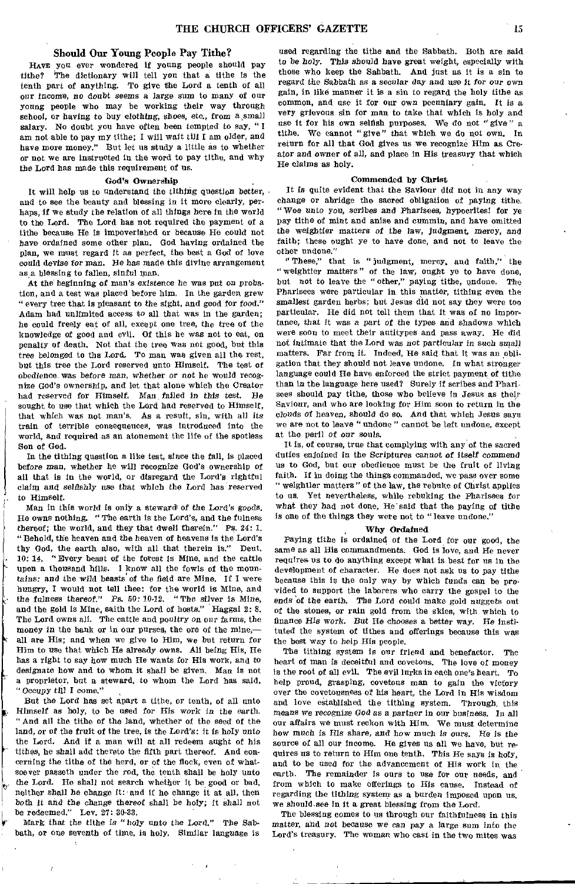## Should Our Young People Pay Tithe?

Have you ever wondered if young people should pay tithe? The dictionary will tell you that a tithe is the tenth part of anything. To give the Lord a tenth of all our income, no doubt seems a large sum to many of our young people who may be working their way through school, or having to buy clothing, shoes, etc., from a small salary. No doubt you have often been tempted to say, "I am not able to pay my tithe; I will wait till I am older, and have more money." But let us study a little as to whether or not we are instructed in the word to pay tithe, and why the Lord has made this requirement of us.

### God's Ownership

It will help us to understand the tithing question better, and to see the beauty and blessing in it more clearly, perhaps, if we study the relation of all things here in the world to the Lord. The Lord has not required the payment of a tithe because He is impoverished or because He could not have ordained some other plan. God having ordained the plan, we must regard it as perfect, the best a God of love could devise for man. He has made this divine arrangement as a blessing to fallen, sinful man.

At the beginning of man's existence he was put on probation, and a test was placed before him. In the garden grew "every tree that is pleasant to the sight, and good for food." Adam had unlimited access to all that was in the garden; he could freely eat of all, except one tree, the tree of the knowledge of good and evil. Of this he was not to eat, on penalty of death. Not that the tree was not good, but this tree belonged to the Lord. To man was given all the rest, but this tree the Lord reserved unto Himself. The test of obedience was before man, whether or not he would recognize God's ownership, and let that alone which the Creator had reserved for Himself. Man failed in this test. He sought to use that which the Lord had reserved to Himself, that which was not man's. As a result, sin, with all its train of terrible consequences, was introduced into the world, and required as an atonement the life of the spotless Son of God.

In the tithing question a like test, since the fall, is placed before man, whether he will recognize God's ownership of all that is in the world, or disregard the Lord's rightful claim and selfishly use that which the Lord has reserved to Himself.

Man in this world is only a steward of the Lord's goods. He owns nothing. "The earth is the Lord's, and the fulness thereof; the world, and they that dwell therein." Ps. 24: 1. "Behold, the heaven and the heaven of heavens is the Lord's thy God, the earth also, with all that therein is." Deut. 10: 14. "Every beast of the forest is Mine, and the cattle upon a thousand hills. I know all the fowls of the mountains: and the wild beasts of the field are Mine. If I were hungry, I would not tell thee: for the world is Mine, and the fulness thereof." Ps. 50: 10-12. "The silver is Mine, and the gold is Mine, saith the Lord of hosts." Haggai 2: 8. The Lord owns all. The cattle and poultry on our farms, the money in the bank or in our purses, the ore of the mine,—all are His; and when we give to Him, we but return for Him to use that which He already owns. All being His, He has a right to say how much He wants for His work, and to designate how and to whom it shall be given. Man is not a proprietor, but a steward, to whom the Lord has said, "Occupy till I come."

But the Lord has set apart a tithe, or tenth, of all unto Himself as holy, to be used for His work in the earth. "And all the tithe of the land, whether of the seed of the land, or of the fruit of the tree, is the Lord's: it is holy unto the Lord. And if a man will at all redeem aught of his tithes, he shall add thereto the fifth part thereof. And concerning the tithe of the herd, or of the flock, even of whatsoever passeth under the rod, the tenth shall be holy unto the Lord. He shall not search whether it be good or bad, neither shall he change it: and if he change it at all, then both it and the change thereof shall be holy; it shall not be redeemed." Lev. 27: 30-33.

Mark that the tithe is "holy unto the Lord." The Sabbath, or one seventh of time, is holy. Similar language is used regarding the tithe and the Sabbath. Both are said to be holy. This should have great weight, especially with those who keep the Sabbath. And just as it is a sin to regard the Sabbath as a secular day and use it for our own gain, in like manner it is a sin to regard the holy tithe as common, and use it for our own pecuniary gain. It is a very grievous sin for man to take that which is holy and use it for his own selfish purposes. We do not "give" a tithe. We cannot "give" that which we do not own. In return for all that God gives us we recognize Him as Creator and owner of all, and place in His treasury that which He claims as holy.

### Commended by Christ

It is quite evident that the Saviour did not in any way change or abridge the sacred obligation of paying tithe. "Woe unto you, scribes and Pharisees, hypocrites! for ye pay tithe of mint and anise and cummin, and have omitted the weightier matters of the law, judgment, mercy, and faith; these ought ye to have done, and not to leave the other undone."

"These," that is "judgment, mercy, and faith," the "weightier matters" of the law, ought ye to have done, but not to leave the "other," paying tithe, undone. The Pharisees were particular in this matter, tithing even the smallest garden herbs; but Jesus did not say they were too particular. He did not tell them that it was of no importance, that it was a part of the types and shadows which were soon to meet their antitypes and pass away. He did not intimate that the Lord was not particular in such small matters. Far from it. Indeed, He said that it was an obligation that they should not leave undone. In what stronger language could He have enforced the strict payment of tithe than in the language here used? Surely if scribes and Pharisees should pay tithe, those who believe in Jesus as their Saviour, and who are looking for Him soon to return in the clouds of heaven, should do so. And that which Jesus says we are not to leave "undone" cannot be left undone, except at the peril of our souls.

It is, of course, true that complying with any of the sacred duties enjoined in the Scriptures cannot of itself commend us to God, but our obedience must be the fruit of living faith. If in doing the things commanded, we pass over some "weightier matters" of the law, the rebuke of Christ applies to us. Yet nevertheless, while rebuking the Pharisees for what they had not done, He said that the paying of tithe is one of the things they were not to "leave undone."

### Why Ordained

Paying tithe is ordained of the Lord for our good, the same as all His commandments. God is love, and He never requires us to do anything except what is best for us in the development of character. He does not ask us to pay tithe because this is the only way by which funds can be provided to support the laborers who carry the gospel to the ends of the earth. The Lord could make gold nuggets out of the stones, or rain gold from the skies, with which to finance His work. But He chooses a better way. He instituted the system of tithes and offerings because this was the best way to help His people.

The tithing system is our friend and benefactor. The heart of man is deceitful and covetous. The love of money is the root of all evil. The evil lurks in each one's heart. To help proud, grasping, covetous man to gain the victory over the covetousness of his heart, the Lord in His wisdom and love established the tithing system. Through this means we recognize God as a partner in our business. In all our affairs we must reckon with Him. We must determine how much is His share, and how much is ours. He is the source of all our income. He gives us all we have, but requires us to return to Him one tenth. This He says is holy, and to be used for the advancement of His work in the earth. The remainder is ours to use for our needs, and from which to make offerings to His cause. Instead of regarding the tithing system as a burden imposed upon us, we should see in it a great blessing from the Lord.

The blessing comes to us through our faithfulness in this matter, and not because we can pay a large sum into the Lord's treasury. The woman who cast in the two mites was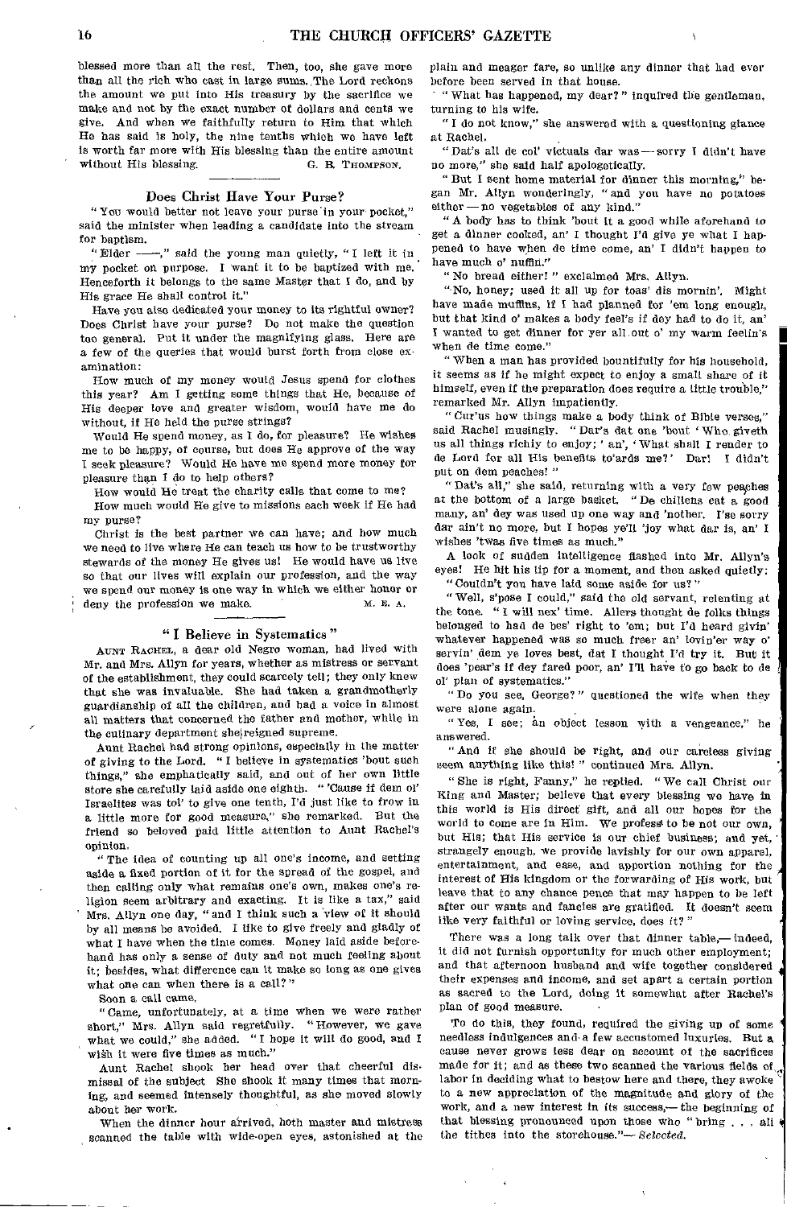blessed more than all the rest. Then, too, she gave more than all the rich who cast in large sums. The Lord reckons the amount we put into His treasury by the sacrifice we make and not by the exact number of dollars and cents we give. And when we faithfully return to Him that which He has said is holy, the nine tenths which we have left is worth far more with His blessing than the entire amount without His blessing.

G. B. THOMPSON.

## Does Christ Have Your Purse?

"You would better not leave your purse in your pocket," said the minister when leading a candidate into the stream for baptism.

"Elder ——," said the young man quietly, "I left it in my pocket on purpose. I want it to be baptized with me. Henceforth it belongs to the same Master that I do, and by His grace He shall control it."

Have you also dedicated your money to its rightful owner? Does Christ have your purse? Do not make the question too general. Put it under the magnifying glass. Here are a few of the queries that would burst forth from close examination:

How much of my money would Jesus spend for clothes this year? Am I getting some things that He, because of His deeper love and greater wisdom, would have me do without, if He held the purse strings?

Would He spend money, as I do, for pleasure? He wishes me to be happy, of course, but does He approve of the way I seek pleasure? Would He have me spend more money for pleasure than I do to help others?

How would He treat the charity calls that come to me?

How much would He give to missions each week if He had my purse?

Christ is the best partner we can have; and how much we need to live where He can teach us how to be trustworthy stewards of the money He gives us! He would have us live so that our lives will explain our profession, and the way we spend our money is one way in which we either honor or deny the profession we make.

M. E. A.

## "I Believe in Systematics"

AUNT RACHEL, a dear old Negro woman, had lived with Mr. and Mrs. Allyn for years, whether as mistress or servant of the establishment, they could scarcely tell; they only knew that she was invaluable. She had taken a grandmotherly guardianship of all the children, and had a voice in almost all matters that concerned the father and mother, while in the culinary department she reigned supreme.

Aunt Rachel had strong opinions, especially in the matter of giving to the Lord. "I believe in systematics 'bout such things," she emphatically said, and out of her own little store she carefully laid aside one eighth. "'Cause if dem ol' Israelites was tol' to give one tenth, I'd just like to frow in a little more for good measure," she remarked. But the friend so beloved paid little attention to Aunt Rachel's opinion.

"The idea of counting up all one's income, and setting aside a fixed portion of it for the spread of the gospel, and then calling only what remains one's own, makes one's religion seem arbitrary and exacting. It is like a tax," said Mrs. Allyn one day, "and I think such a view of it should by all means be avoided. I like to give freely and gladly of what I have when the time comes. Money laid aside beforehand has only a sense of duty and not much feeling about it; besides, what difference can it make so long as one gives what one can when there is a call?"

Soon a call came.

"Came, unfortunately, at a time when we were rather short," Mrs. Allyn said regretfully. "However, we gave what we could," she added. "I hope it will do good, and I wish it were five times as much."

Aunt Rachel shook her head over that cheerful dismissal of the subject. She shook it many times that morning, and seemed intensely thoughtful, as she moved slowly about her work.

When the dinner hour arrived, both master and mistress scanned the table with wide-open eyes, astonished at the plain and meager fare, so unlike any dinner that had ever before been served in that house.

"What has happened, my dear?" inquired the gentleman, turning to his wife.

"I do not know," she answered with a questioning glance at Rachel.

"Dat's all de col' victuals dar was — sorry I didn't have no more," she said half apologetically.

"But I sent home material for dinner this morning," began Mr. Allyn wonderingly, "and you have no potatoes either — no vegetables of any kind."

"A body has to think 'bout it a good while aforehand to get a dinner cooked, an' I thought I'd give ye what I happened to have when de time come, an' I didn't happen to have much o' nuffin."

"No bread either!" exclaimed Mrs. Allyn.

"No, honey; used it all up for toas' dis mornin'. Might have made muffins, if I had planned for 'em long enough, but that kind o' makes a body feel's if dey had to do it, an' I wanted to get dinner for yer all out o' my warm feelin's when de time come."

"When a man has provided bountifully for his household, it seems as if he might expect to enjoy a small share of it himself, even if the preparation does require a little trouble," remarked Mr. Allyn impatiently.

"Cur'us how things make a body think of Bible verses," said Rachel musingly. "Dar's dat one 'bout 'Who giveth us all things richly to enjoy;' an', 'What shall I render to de Lord for all His benefits to'ards me?' Dar! I didn't put on dem peaches!"

"Dat's all," she said, returning with a very few peaches at the bottom of a large basket. "De chilens eat a good many, an' dey was used up one way and 'nother. I'se sorry dar ain't no more, but I hopes ye'll 'joy what dar is, an' I wishes 'twas five times as much."

A look of sudden intelligence flashed into Mr. Allyn's eyes! He bit his lip for a moment, and then asked quietly:

"Couldn't you have laid some aside for us?"

"Well, s'pose I could," said the old servant, relenting at the tone. "I will nex' time. Allers thought de folks things belonged to had de bes' right to 'em; but I'd heard givin' whatever happened was so much freer an' lovin'er way o' servin' dem ye loves best, dat I thought I'd try it. But it does 'pear's if dey fared poor, an' I'll have to go back to de ol' plan of systematics."

"Do you see, George?" questioned the wife when they were alone again.

"Yes, I see; an object lesson with a vengeance," he answered.

"And if she should be right, and our careless giving seem anything like this!" continued Mrs. Allyn.

"She is right, Fanny," he replied. "We call Christ our King and Master; believe that every blessing we have in this world is His direct gift, and all our hopes for the world to come are in Him. We profess to be not our own, but His; that His service is our chief business; and yet, strangely enough, we provide lavishly for our own apparel, entertainment, and ease, and apportion nothing for the interest of His kingdom or the forwarding of His work, but leave that to any chance pence that may happen to be left after our wants and fancies are gratified. It doesn't seem like very faithful or loving service, does it?"

There was a long talk over that dinner table,— indeed, it did not furnish opportunity for much other employment; and that afternoon husband and wife together considered their expenses and income, and set apart a certain portion as sacred to the Lord, doing it somewhat after Rachel's plan of good measure.

To do this, they found, required the giving up of some needless indulgences and a few accustomed luxuries. But a cause never grows less dear on account of the sacrifices made for it; and as these two scanned the various fields of labor in deciding what to bestow here and there, they awoke to a new appreciation of the magnitude and glory of the work, and a new interest in its success,— the beginning of that blessing pronounced upon those who "bring . . . all the tithes into the storehouse."— *Selected.*